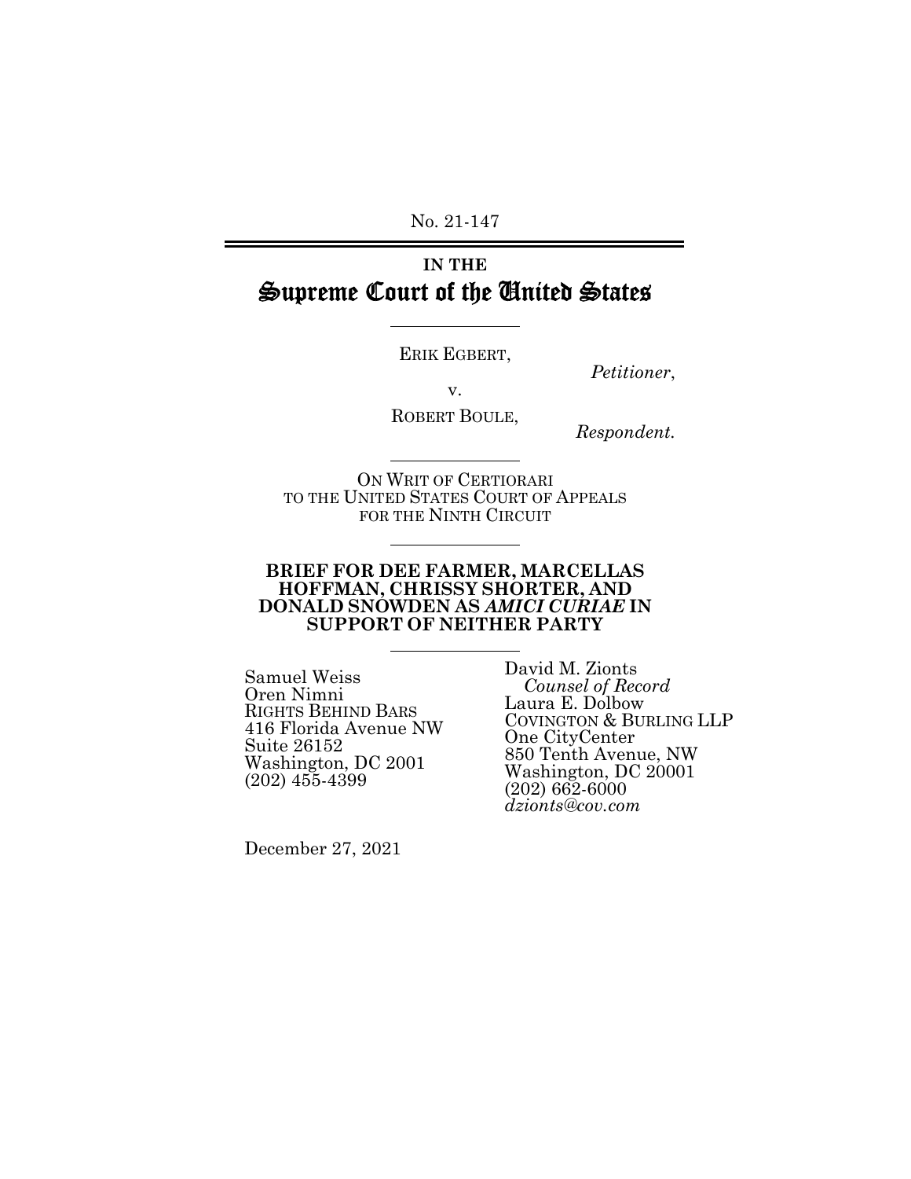No. 21-147

---

**IN THE**

# Supreme Court of the United States

---

ERIK EGBERT,

*Petitioner*,

v.

ROBERT BOULE,

*Respondent*.

---

ON WRIT OF CERTIORARI
TO THE UNITED STATES COURT OF APPEALS
FOR THE NINTH CIRCUIT

---

**BRIEF FOR DEE FARMER, MARCELLAS HOFFMAN, CHRISSY SHORTER, AND DONALD SNOWDEN AS *AMICI CURIAE* IN SUPPORT OF NEITHER PARTY**

---

Samuel Weiss
Oren Nimni
RIGHTS BEHIND BARS
416 Florida Avenue NW
Suite 26152
Washington, DC 2001
(202) 455-4399

David M. Zionts
*Counsel of Record*
Laura E. Dolbow
COVINGTON & BURLING LLP
One CityCenter
850 Tenth Avenue, NW
Washington, DC 20001
(202) 662-6000
*dzionts@cov.com*

December 27, 2021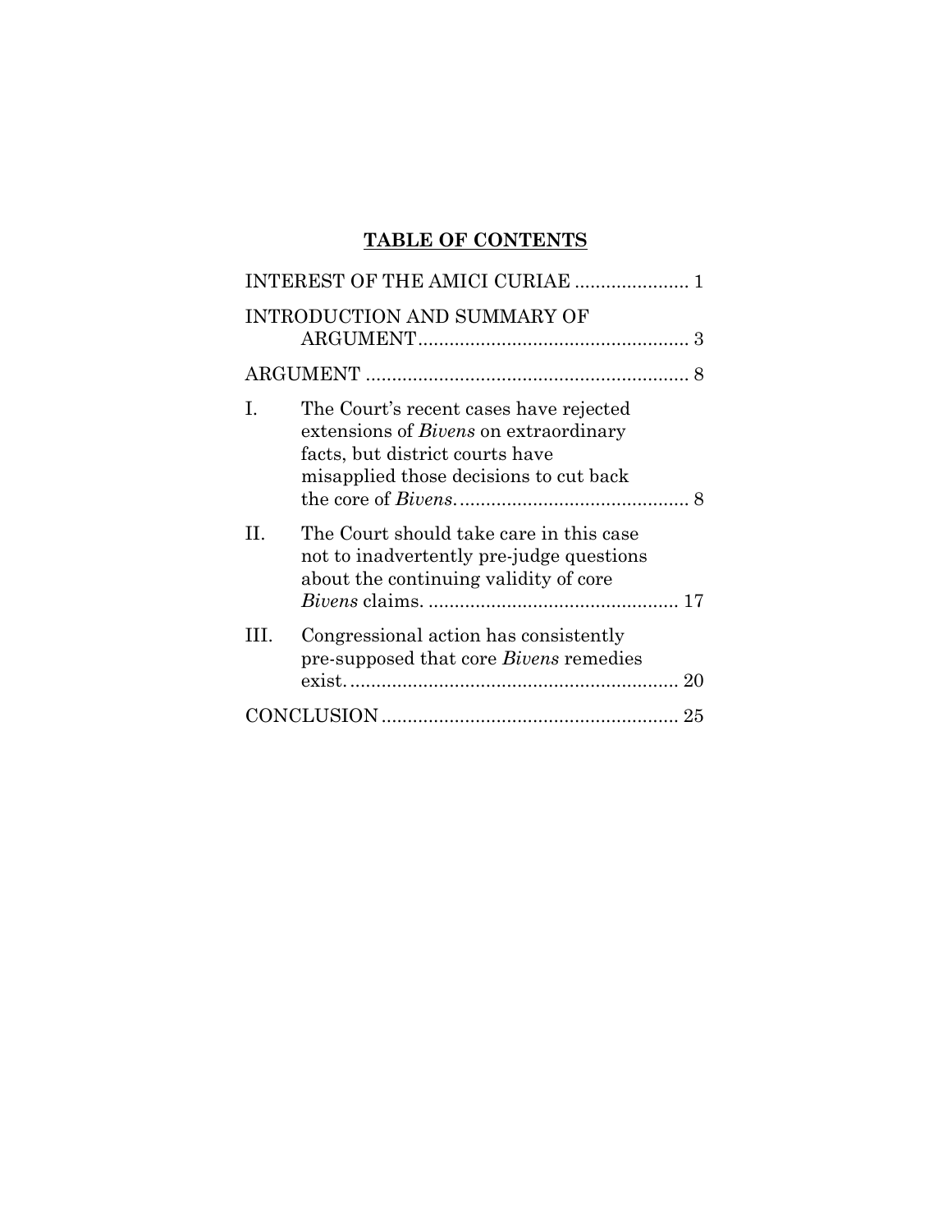## TABLE OF CONTENTS

| | |
|---|---|
| INTEREST OF THE AMICI CURIAE | 1 |
| INTRODUCTION AND SUMMARY OF ARGUMENT | 3 |
| ARGUMENT | 8 |
| I. The Court's recent cases have rejected extensions of *Bivens* on extraordinary facts, but district courts have misapplied those decisions to cut back the core of *Bivens*. | 8 |
| II. The Court should take care in this case not to inadvertently pre-judge questions about the continuing validity of core *Bivens* claims. | 17 |
| III. Congressional action has consistently pre-supposed that core *Bivens* remedies exist. | 20 |
| CONCLUSION | 25 |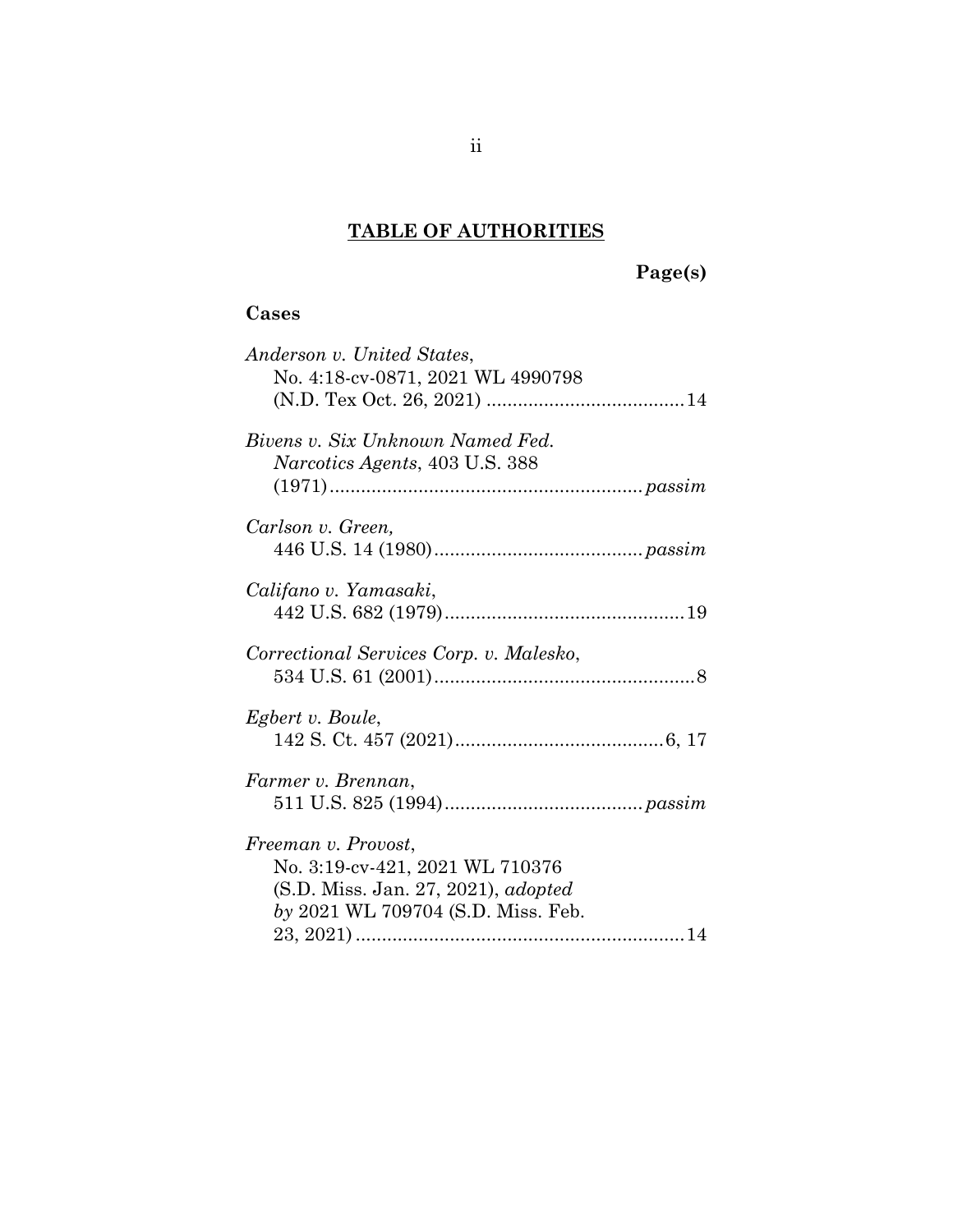## **TABLE OF AUTHORITIES**

**Page(s)**

### Cases

*Anderson v. United States*, No. 4:18-cv-0871, 2021 WL 4990798 (N.D. Tex Oct. 26, 2021) ...................................... 14

*Bivens v. Six Unknown Named Fed. Narcotics Agents*, 403 U.S. 388 (1971) ............................................................ *passim*

*Carlson v. Green*, 446 U.S. 14 (1980) ........................................ *passim*

*Califano v. Yamasaki*, 442 U.S. 682 (1979) .............................................. 19

*Correctional Services Corp. v. Malesko*, 534 U.S. 61 (2001) .................................................. 8

*Egbert v. Boule*, 142 S. Ct. 457 (2021) ........................................ 6, 17

*Farmer v. Brennan*, 511 U.S. 825 (1994) ...................................... *passim*

*Freeman v. Provost*, No. 3:19-cv-421, 2021 WL 710376 (S.D. Miss. Jan. 27, 2021), *adopted by* 2021 WL 709704 (S.D. Miss. Feb. 23, 2021) ............................................................... 14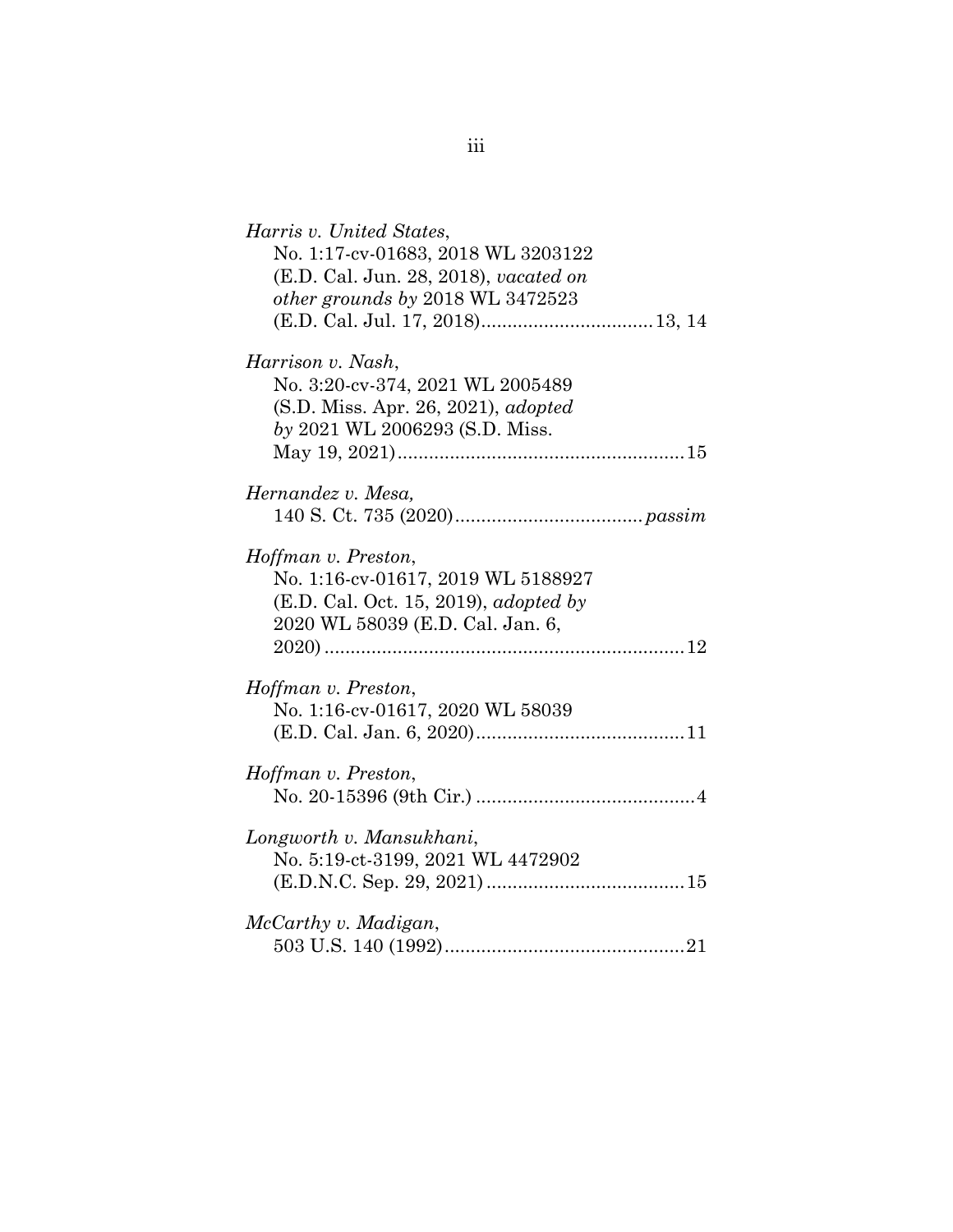*Harris v. United States*,
No. 1:17-cv-01683, 2018 WL 3203122
(E.D. Cal. Jun. 28, 2018), *vacated on other grounds by* 2018 WL 3472523
(E.D. Cal. Jul. 17, 2018)................................13, 14

*Harrison v. Nash*,
No. 3:20-cv-374, 2021 WL 2005489
(S.D. Miss. Apr. 26, 2021), *adopted by* 2021 WL 2006293 (S.D. Miss.
May 19, 2021).......................................................15

*Hernandez v. Mesa,*
140 S. Ct. 735 (2020)...................................*passim*

*Hoffman v. Preston*,
No. 1:16-cv-01617, 2019 WL 5188927
(E.D. Cal. Oct. 15, 2019), *adopted by*
2020 WL 58039 (E.D. Cal. Jan. 6,
2020).....................................................................12

*Hoffman v. Preston*,
No. 1:16-cv-01617, 2020 WL 58039
(E.D. Cal. Jan. 6, 2020)........................................11

*Hoffman v. Preston*,
No. 20-15396 (9th Cir.) ..........................................4

*Longworth v. Mansukhani*,
No. 5:19-ct-3199, 2021 WL 4472902
(E.D.N.C. Sep. 29, 2021) ......................................15

*McCarthy v. Madigan*,
503 U.S. 140 (1992)..............................................21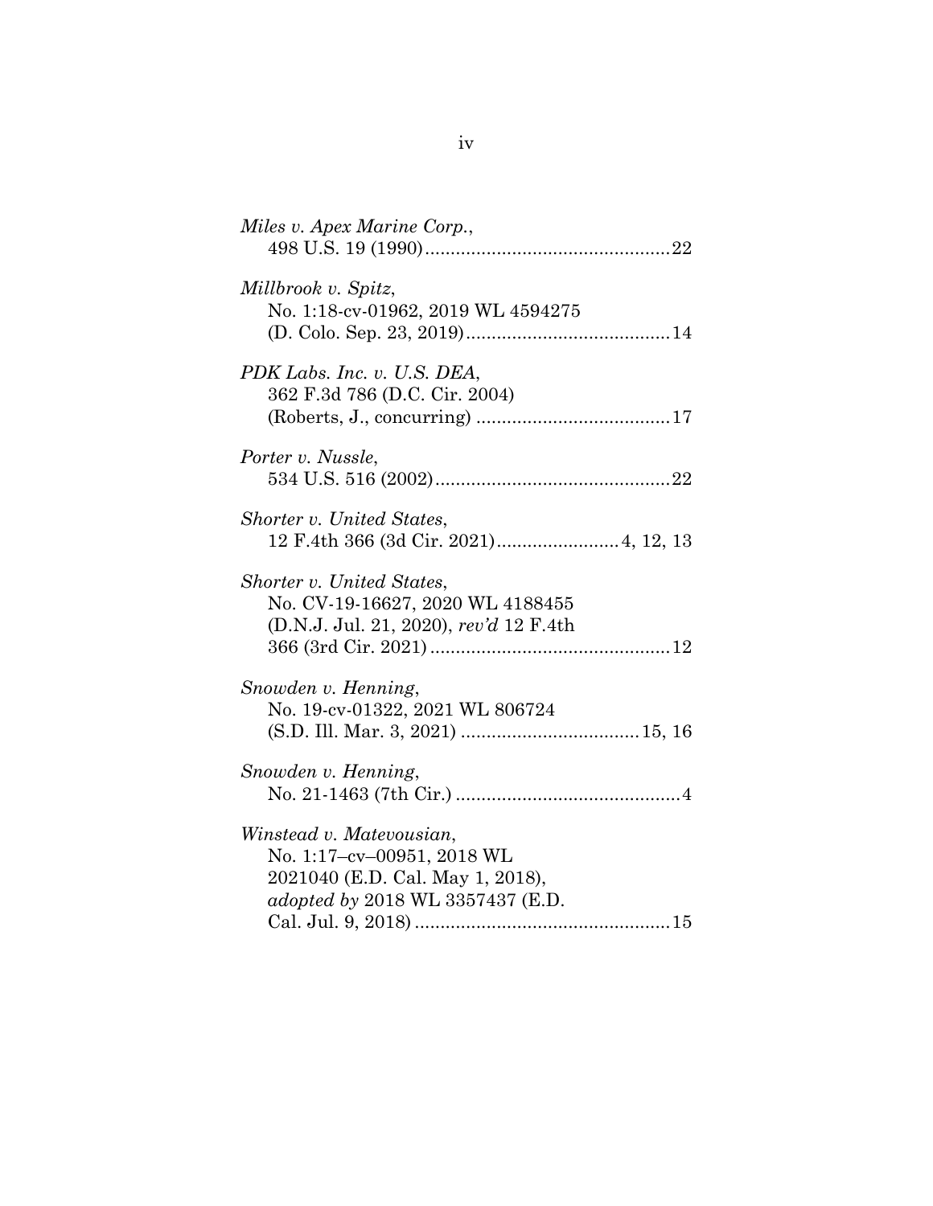*Miles v. Apex Marine Corp.*,
498 U.S. 19 (1990)................................................22

*Millbrook v. Spitz*,
No. 1:18-cv-01962, 2019 WL 4594275
(D. Colo. Sep. 23, 2019)........................................14

*PDK Labs. Inc. v. U.S. DEA*,
362 F.3d 786 (D.C. Cir. 2004)
(Roberts, J., concurring) ......................................17

*Porter v. Nussle*,
534 U.S. 516 (2002)..............................................22

*Shorter v. United States*,
12 F.4th 366 (3d Cir. 2021)........................4, 12, 13

*Shorter v. United States*,
No. CV-19-16627, 2020 WL 4188455
(D.N.J. Jul. 21, 2020), *rev'd* 12 F.4th
366 (3rd Cir. 2021)...............................................12

*Snowden v. Henning*,
No. 19-cv-01322, 2021 WL 806724
(S.D. Ill. Mar. 3, 2021) ...................................15, 16

*Snowden v. Henning*,
No. 21-1463 (7th Cir.) ............................................4

*Winstead v. Matevousian*,
No. 1:17–cv–00951, 2018 WL
2021040 (E.D. Cal. May 1, 2018),
*adopted by* 2018 WL 3357437 (E.D.
Cal. Jul. 9, 2018)..................................................15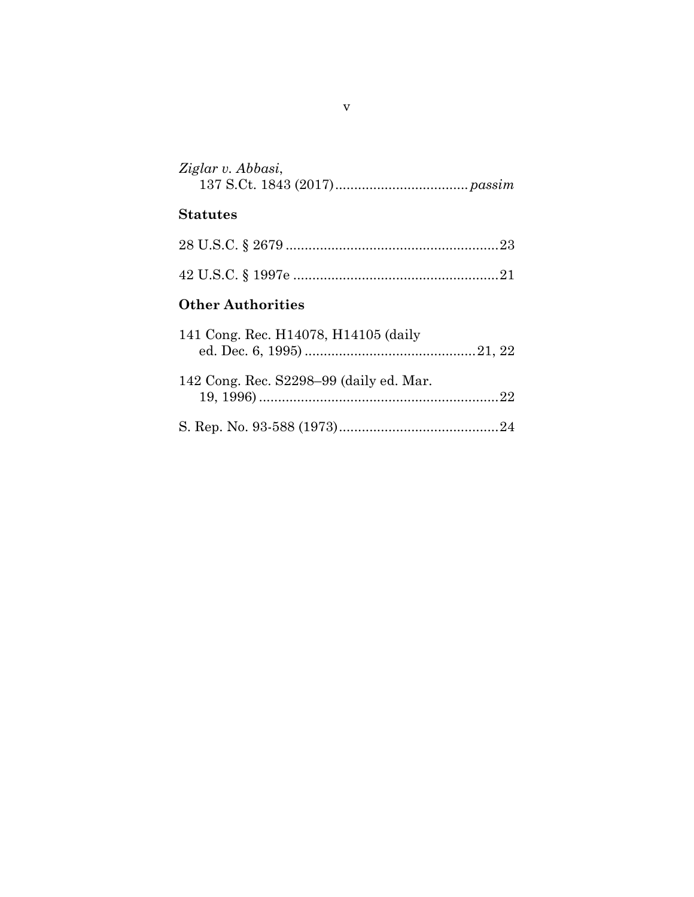*Ziglar v. Abbasi*,
137 S.Ct. 1843 (2017) .................................. *passim*

**Statutes**

28 U.S.C. § 2679 ........................................................ 23

42 U.S.C. § 1997e ...................................................... 21

**Other Authorities**

141 Cong. Rec. H14078, H14105 (daily
ed. Dec. 6, 1995) ............................................. 21, 22

142 Cong. Rec. S2298–99 (daily ed. Mar.
19, 1996) ............................................................... 22

S. Rep. No. 93-588 (1973) .......................................... 24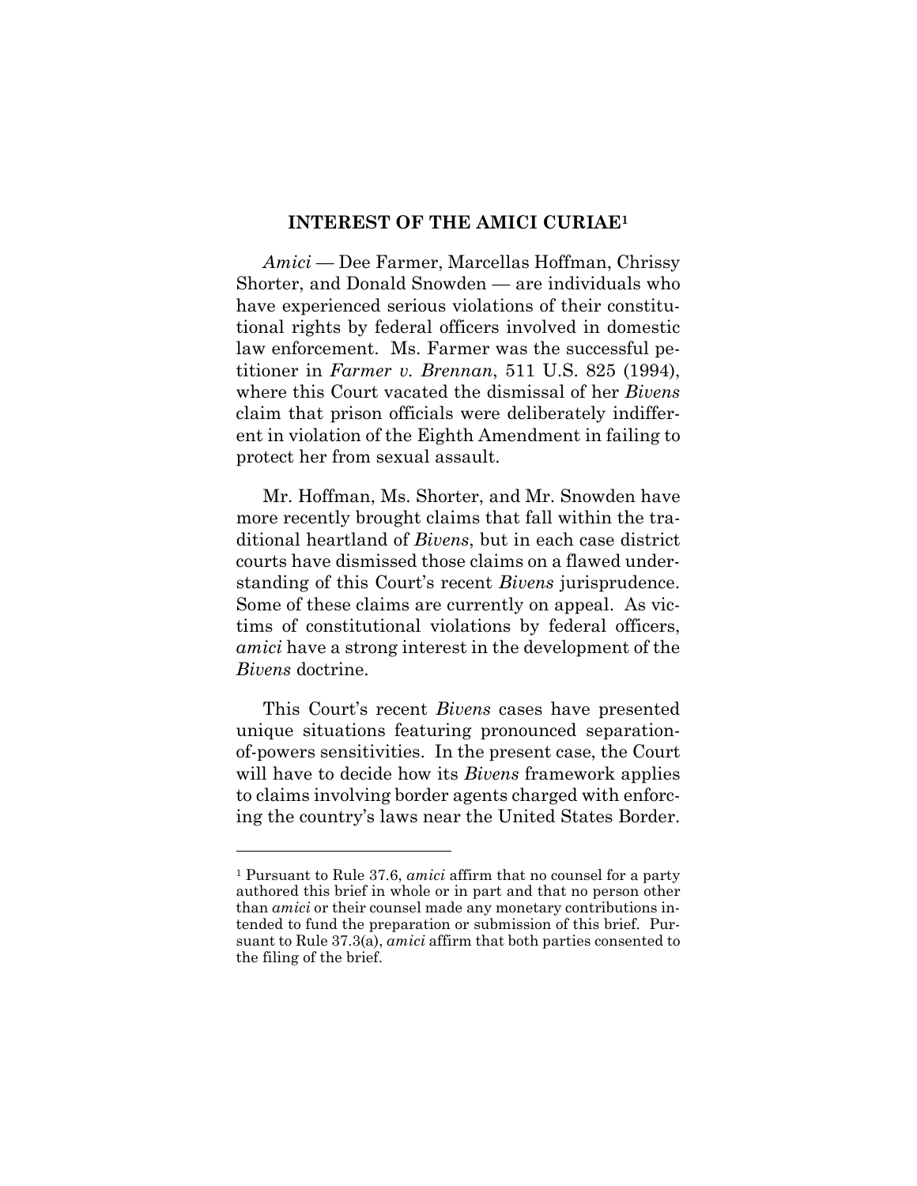## INTEREST OF THE AMICI CURIAE[1]

*Amici* — Dee Farmer, Marcellas Hoffman, Chrissy Shorter, and Donald Snowden — are individuals who have experienced serious violations of their constitutional rights by federal officers involved in domestic law enforcement. Ms. Farmer was the successful petitioner in *Farmer v. Brennan*, 511 U.S. 825 (1994), where this Court vacated the dismissal of her *Bivens* claim that prison officials were deliberately indifferent in violation of the Eighth Amendment in failing to protect her from sexual assault.

Mr. Hoffman, Ms. Shorter, and Mr. Snowden have more recently brought claims that fall within the traditional heartland of *Bivens*, but in each case district courts have dismissed those claims on a flawed understanding of this Court's recent *Bivens* jurisprudence. Some of these claims are currently on appeal. As victims of constitutional violations by federal officers, *amici* have a strong interest in the development of the *Bivens* doctrine.

This Court's recent *Bivens* cases have presented unique situations featuring pronounced separation-of-powers sensitivities. In the present case, the Court will have to decide how its *Bivens* framework applies to claims involving border agents charged with enforcing the country's laws near the United States Border.

---

[1] Pursuant to Rule 37.6, *amici* affirm that no counsel for a party authored this brief in whole or in part and that no person other than *amici* or their counsel made any monetary contributions intended to fund the preparation or submission of this brief. Pursuant to Rule 37.3(a), *amici* affirm that both parties consented to the filing of the brief.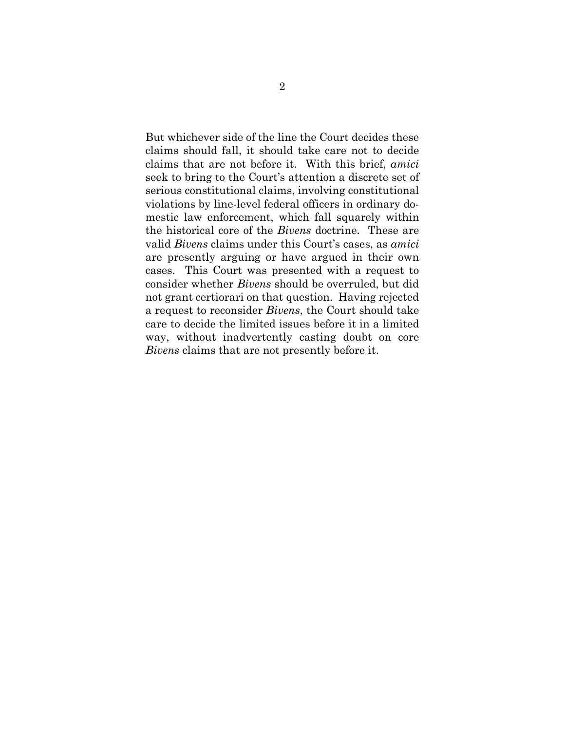But whichever side of the line the Court decides these claims should fall, it should take care not to decide claims that are not before it. With this brief, *amici* seek to bring to the Court's attention a discrete set of serious constitutional claims, involving constitutional violations by line-level federal officers in ordinary domestic law enforcement, which fall squarely within the historical core of the *Bivens* doctrine. These are valid *Bivens* claims under this Court's cases, as *amici* are presently arguing or have argued in their own cases. This Court was presented with a request to consider whether *Bivens* should be overruled, but did not grant certiorari on that question. Having rejected a request to reconsider *Bivens*, the Court should take care to decide the limited issues before it in a limited way, without inadvertently casting doubt on core *Bivens* claims that are not presently before it.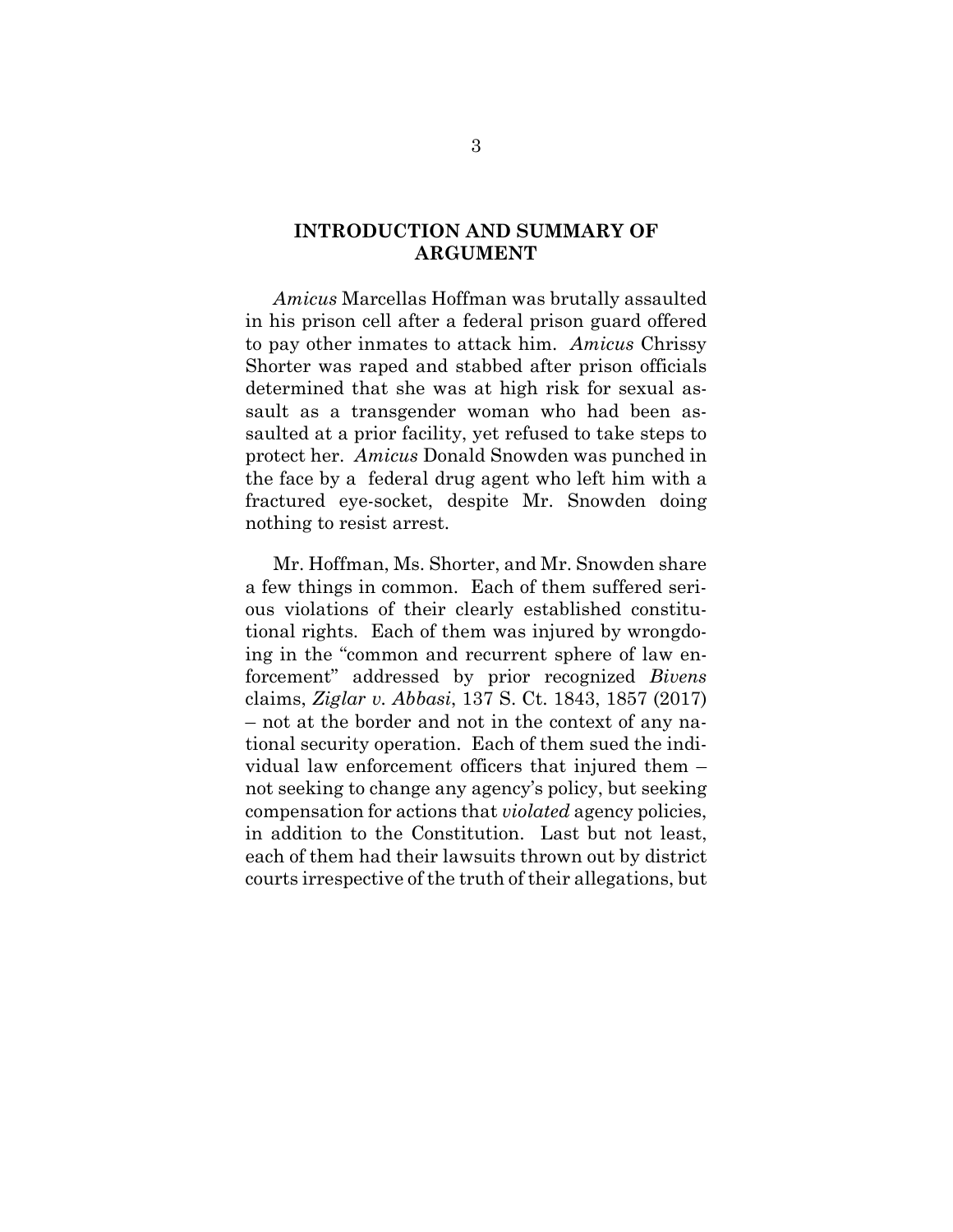## INTRODUCTION AND SUMMARY OF ARGUMENT

*Amicus* Marcellas Hoffman was brutally assaulted in his prison cell after a federal prison guard offered to pay other inmates to attack him. *Amicus* Chrissy Shorter was raped and stabbed after prison officials determined that she was at high risk for sexual assault as a transgender woman who had been assaulted at a prior facility, yet refused to take steps to protect her. *Amicus* Donald Snowden was punched in the face by a federal drug agent who left him with a fractured eye-socket, despite Mr. Snowden doing nothing to resist arrest.

Mr. Hoffman, Ms. Shorter, and Mr. Snowden share a few things in common. Each of them suffered serious violations of their clearly established constitutional rights. Each of them was injured by wrongdoing in the "common and recurrent sphere of law enforcement" addressed by prior recognized *Bivens* claims, *Ziglar v. Abbasi*, 137 S. Ct. 1843, 1857 (2017) – not at the border and not in the context of any national security operation. Each of them sued the individual law enforcement officers that injured them – not seeking to change any agency's policy, but seeking compensation for actions that *violated* agency policies, in addition to the Constitution. Last but not least, each of them had their lawsuits thrown out by district courts irrespective of the truth of their allegations, but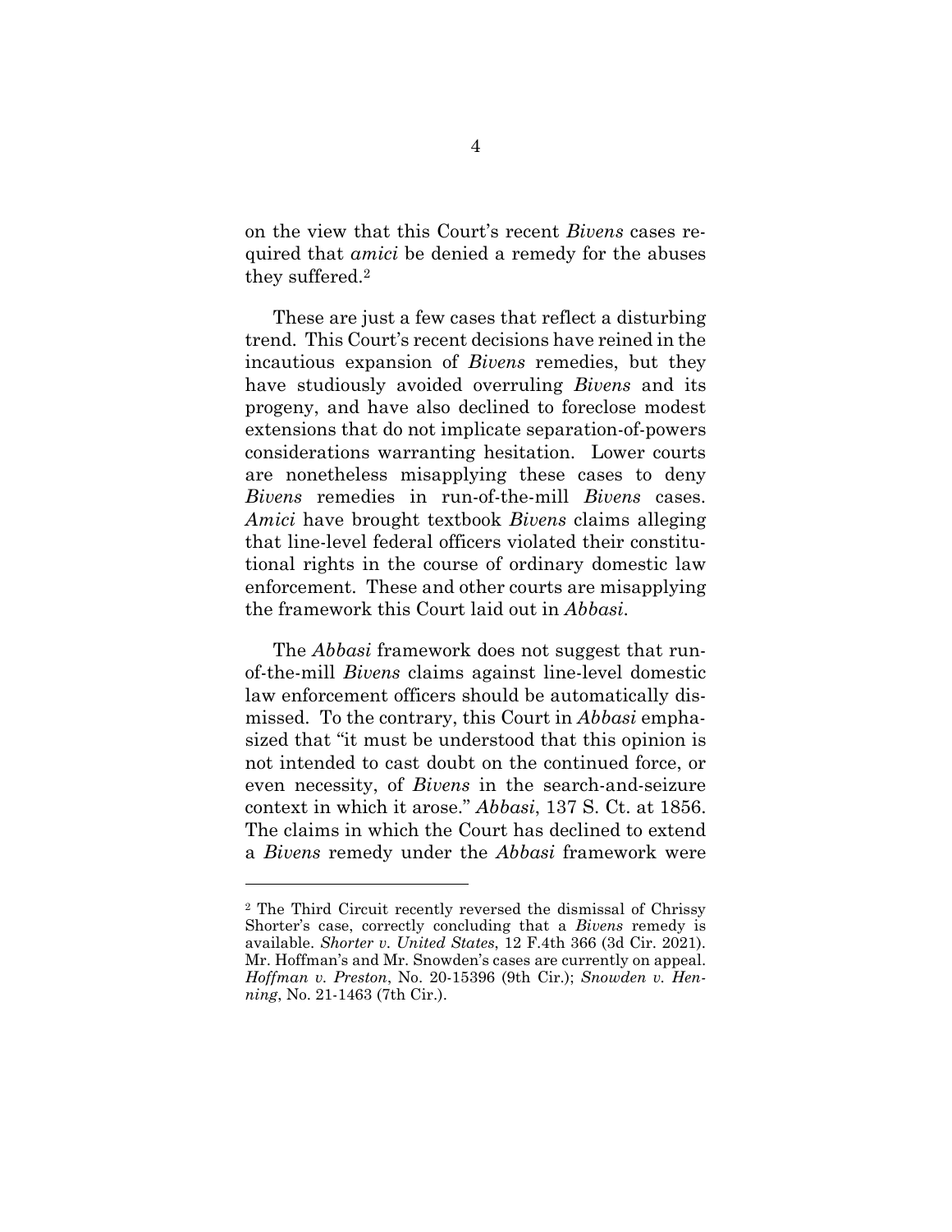on the view that this Court's recent *Bivens* cases required that *amici* be denied a remedy for the abuses they suffered.[2]

These are just a few cases that reflect a disturbing trend. This Court's recent decisions have reined in the incautious expansion of *Bivens* remedies, but they have studiously avoided overruling *Bivens* and its progeny, and have also declined to foreclose modest extensions that do not implicate separation-of-powers considerations warranting hesitation. Lower courts are nonetheless misapplying these cases to deny *Bivens* remedies in run-of-the-mill *Bivens* cases. *Amici* have brought textbook *Bivens* claims alleging that line-level federal officers violated their constitutional rights in the course of ordinary domestic law enforcement. These and other courts are misapplying the framework this Court laid out in *Abbasi*.

The *Abbasi* framework does not suggest that run-of-the-mill *Bivens* claims against line-level domestic law enforcement officers should be automatically dismissed. To the contrary, this Court in *Abbasi* emphasized that "it must be understood that this opinion is not intended to cast doubt on the continued force, or even necessity, of *Bivens* in the search-and-seizure context in which it arose." *Abbasi*, 137 S. Ct. at 1856. The claims in which the Court has declined to extend a *Bivens* remedy under the *Abbasi* framework were

[2] The Third Circuit recently reversed the dismissal of Chrissy Shorter's case, correctly concluding that a *Bivens* remedy is available. *Shorter v. United States*, 12 F.4th 366 (3d Cir. 2021). Mr. Hoffman's and Mr. Snowden's cases are currently on appeal. *Hoffman v. Preston*, No. 20-15396 (9th Cir.); *Snowden v. Henning*, No. 21-1463 (7th Cir.).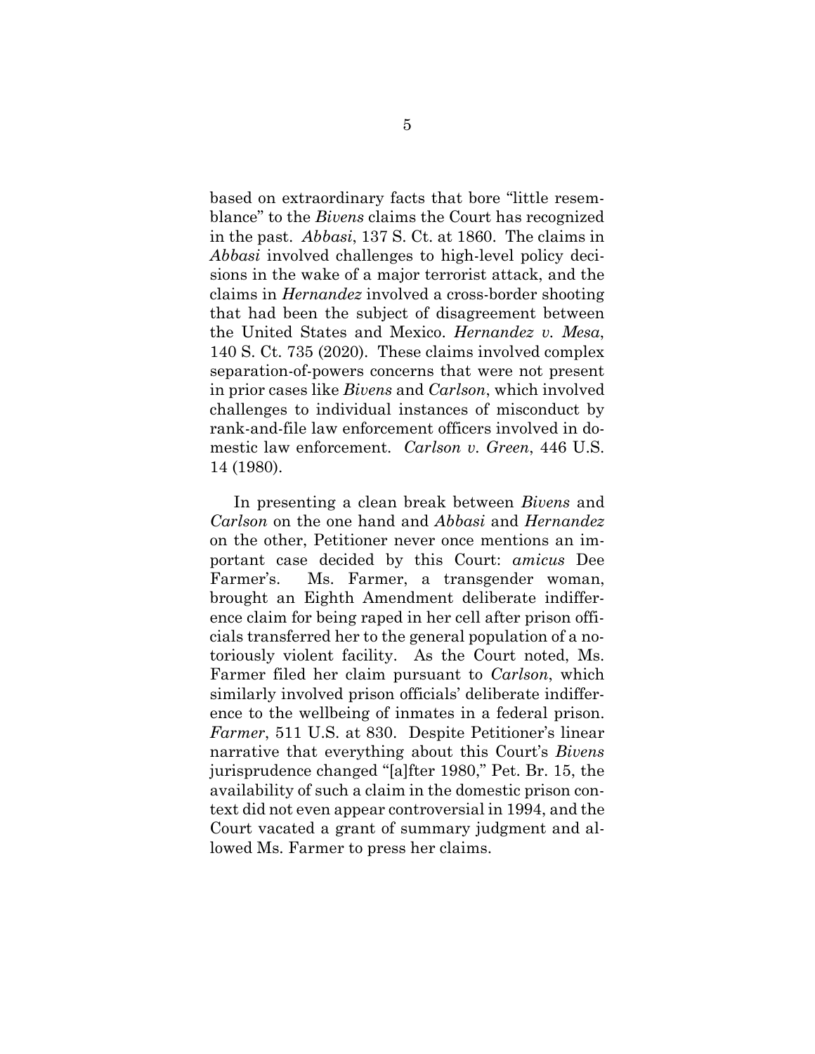based on extraordinary facts that bore "little resemblance" to the *Bivens* claims the Court has recognized in the past. *Abbasi*, 137 S. Ct. at 1860. The claims in *Abbasi* involved challenges to high-level policy decisions in the wake of a major terrorist attack, and the claims in *Hernandez* involved a cross-border shooting that had been the subject of disagreement between the United States and Mexico. *Hernandez v. Mesa*, 140 S. Ct. 735 (2020). These claims involved complex separation-of-powers concerns that were not present in prior cases like *Bivens* and *Carlson*, which involved challenges to individual instances of misconduct by rank-and-file law enforcement officers involved in domestic law enforcement. *Carlson v. Green*, 446 U.S. 14 (1980).

In presenting a clean break between *Bivens* and *Carlson* on the one hand and *Abbasi* and *Hernandez* on the other, Petitioner never once mentions an important case decided by this Court: *amicus* Dee Farmer's. Ms. Farmer, a transgender woman, brought an Eighth Amendment deliberate indifference claim for being raped in her cell after prison officials transferred her to the general population of a notoriously violent facility. As the Court noted, Ms. Farmer filed her claim pursuant to *Carlson*, which similarly involved prison officials' deliberate indifference to the wellbeing of inmates in a federal prison. *Farmer*, 511 U.S. at 830. Despite Petitioner's linear narrative that everything about this Court's *Bivens* jurisprudence changed "[a]fter 1980," Pet. Br. 15, the availability of such a claim in the domestic prison context did not even appear controversial in 1994, and the Court vacated a grant of summary judgment and allowed Ms. Farmer to press her claims.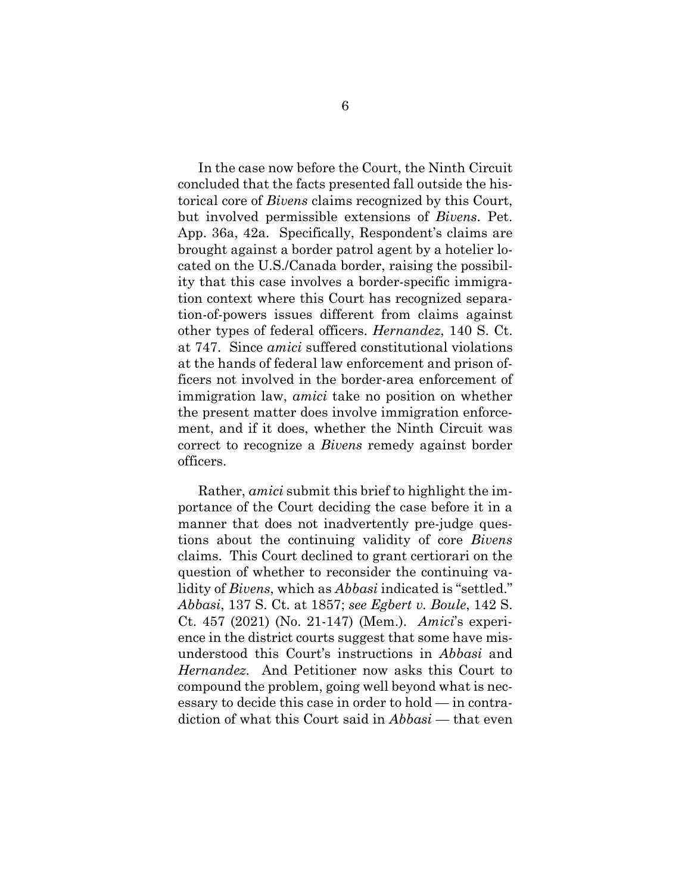In the case now before the Court, the Ninth Circuit concluded that the facts presented fall outside the historical core of *Bivens* claims recognized by this Court, but involved permissible extensions of *Bivens*. Pet. App. 36a, 42a. Specifically, Respondent's claims are brought against a border patrol agent by a hotelier located on the U.S./Canada border, raising the possibility that this case involves a border-specific immigration context where this Court has recognized separation-of-powers issues different from claims against other types of federal officers. *Hernandez*, 140 S. Ct. at 747. Since *amici* suffered constitutional violations at the hands of federal law enforcement and prison officers not involved in the border-area enforcement of immigration law, *amici* take no position on whether the present matter does involve immigration enforcement, and if it does, whether the Ninth Circuit was correct to recognize a *Bivens* remedy against border officers.

Rather, *amici* submit this brief to highlight the importance of the Court deciding the case before it in a manner that does not inadvertently pre-judge questions about the continuing validity of core *Bivens* claims. This Court declined to grant certiorari on the question of whether to reconsider the continuing validity of *Bivens*, which as *Abbasi* indicated is "settled." *Abbasi*, 137 S. Ct. at 1857; *see Egbert v. Boule*, 142 S. Ct. 457 (2021) (No. 21-147) (Mem.). *Amici*'s experience in the district courts suggest that some have misunderstood this Court's instructions in *Abbasi* and *Hernandez*. And Petitioner now asks this Court to compound the problem, going well beyond what is necessary to decide this case in order to hold — in contradiction of what this Court said in *Abbasi* — that even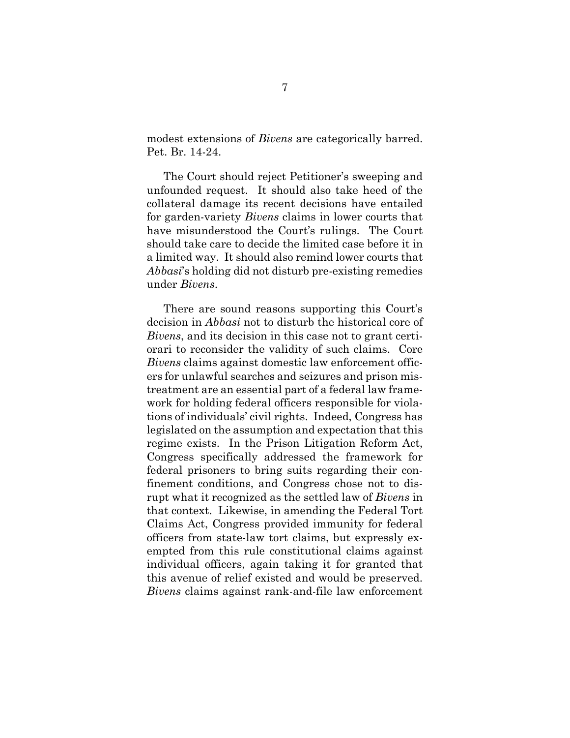modest extensions of *Bivens* are categorically barred. Pet. Br. 14-24.

The Court should reject Petitioner's sweeping and unfounded request. It should also take heed of the collateral damage its recent decisions have entailed for garden-variety *Bivens* claims in lower courts that have misunderstood the Court's rulings. The Court should take care to decide the limited case before it in a limited way. It should also remind lower courts that *Abbasi*'s holding did not disturb pre-existing remedies under *Bivens*.

There are sound reasons supporting this Court's decision in *Abbasi* not to disturb the historical core of *Bivens*, and its decision in this case not to grant certiorari to reconsider the validity of such claims. Core *Bivens* claims against domestic law enforcement officers for unlawful searches and seizures and prison mistreatment are an essential part of a federal law framework for holding federal officers responsible for violations of individuals' civil rights. Indeed, Congress has legislated on the assumption and expectation that this regime exists. In the Prison Litigation Reform Act, Congress specifically addressed the framework for federal prisoners to bring suits regarding their confinement conditions, and Congress chose not to disrupt what it recognized as the settled law of *Bivens* in that context. Likewise, in amending the Federal Tort Claims Act, Congress provided immunity for federal officers from state-law tort claims, but expressly exempted from this rule constitutional claims against individual officers, again taking it for granted that this avenue of relief existed and would be preserved. *Bivens* claims against rank-and-file law enforcement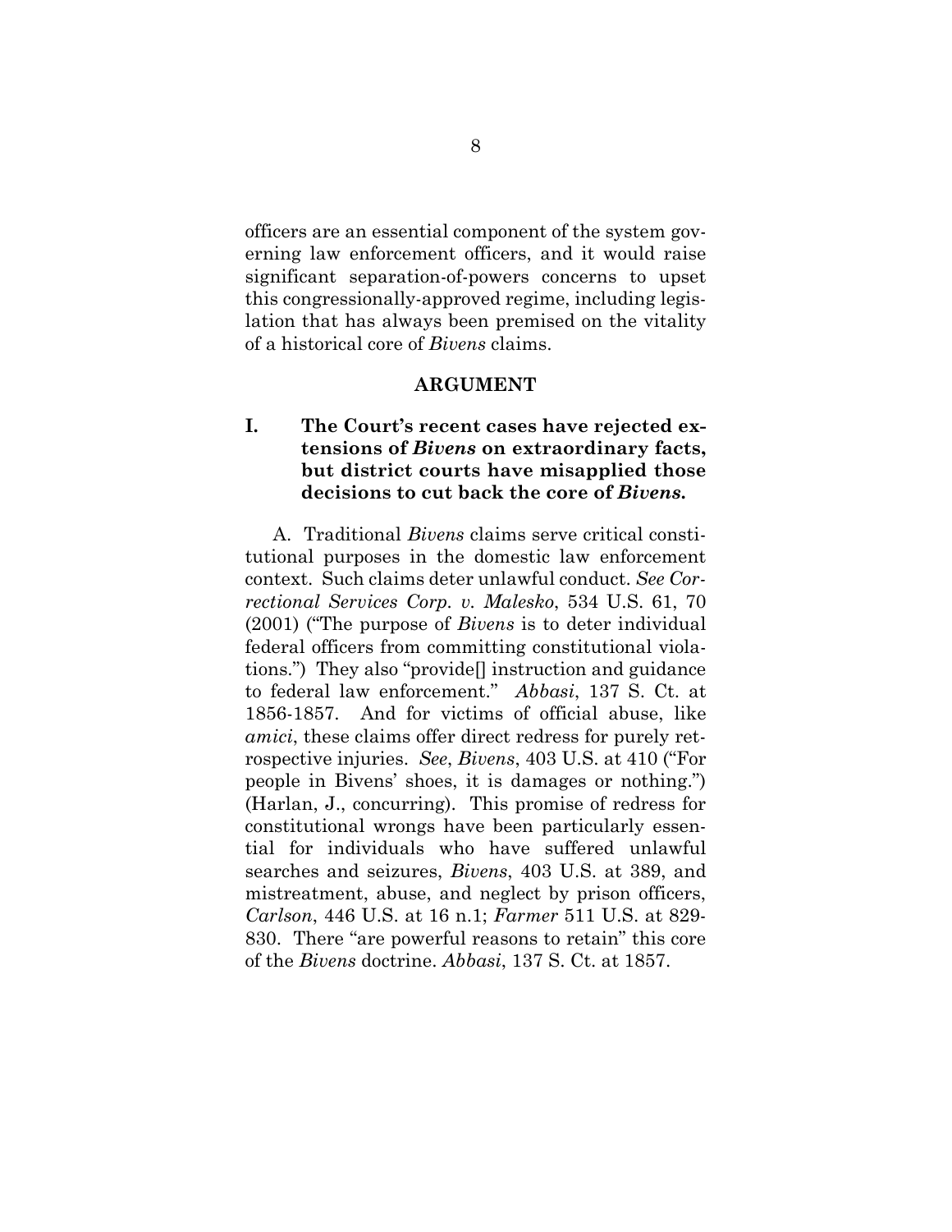officers are an essential component of the system governing law enforcement officers, and it would raise significant separation-of-powers concerns to upset this congressionally-approved regime, including legislation that has always been premised on the vitality of a historical core of *Bivens* claims.

## ARGUMENT

### I. The Court's recent cases have rejected extensions of *Bivens* on extraordinary facts, but district courts have misapplied those decisions to cut back the core of *Bivens*.

A. Traditional *Bivens* claims serve critical constitutional purposes in the domestic law enforcement context. Such claims deter unlawful conduct. *See Correctional Services Corp. v. Malesko*, 534 U.S. 61, 70 (2001) ("The purpose of *Bivens* is to deter individual federal officers from committing constitutional violations.") They also "provide[] instruction and guidance to federal law enforcement." *Abbasi*, 137 S. Ct. at 1856-1857. And for victims of official abuse, like *amici*, these claims offer direct redress for purely retrospective injuries. *See*, *Bivens*, 403 U.S. at 410 ("For people in Bivens' shoes, it is damages or nothing.") (Harlan, J., concurring). This promise of redress for constitutional wrongs have been particularly essential for individuals who have suffered unlawful searches and seizures, *Bivens*, 403 U.S. at 389, and mistreatment, abuse, and neglect by prison officers, *Carlson*, 446 U.S. at 16 n.1; *Farmer* 511 U.S. at 829-830. There "are powerful reasons to retain" this core of the *Bivens* doctrine. *Abbasi*, 137 S. Ct. at 1857.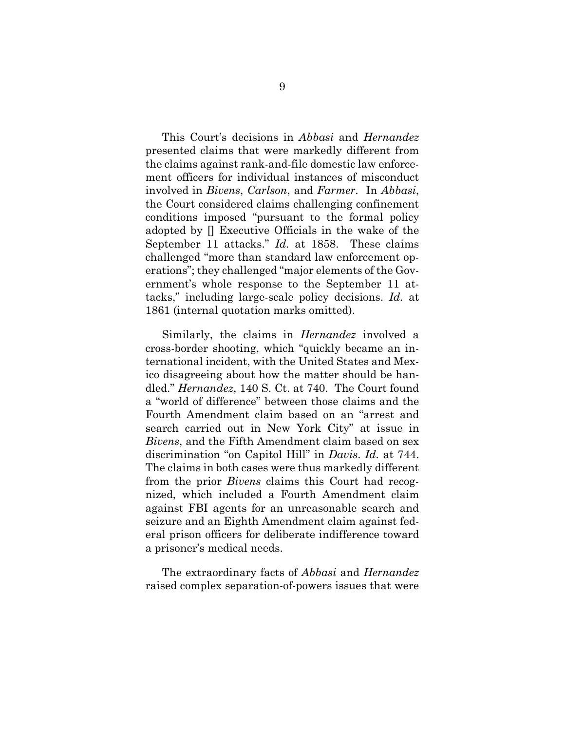This Court's decisions in *Abbasi* and *Hernandez* presented claims that were markedly different from the claims against rank-and-file domestic law enforcement officers for individual instances of misconduct involved in *Bivens*, *Carlson*, and *Farmer*. In *Abbasi*, the Court considered claims challenging confinement conditions imposed "pursuant to the formal policy adopted by [] Executive Officials in the wake of the September 11 attacks." *Id.* at 1858. These claims challenged "more than standard law enforcement operations"; they challenged "major elements of the Government's whole response to the September 11 attacks," including large-scale policy decisions. *Id.* at 1861 (internal quotation marks omitted).

Similarly, the claims in *Hernandez* involved a cross-border shooting, which "quickly became an international incident, with the United States and Mexico disagreeing about how the matter should be handled." *Hernandez*, 140 S. Ct. at 740. The Court found a "world of difference" between those claims and the Fourth Amendment claim based on an "arrest and search carried out in New York City" at issue in *Bivens*, and the Fifth Amendment claim based on sex discrimination "on Capitol Hill" in *Davis*. *Id.* at 744. The claims in both cases were thus markedly different from the prior *Bivens* claims this Court had recognized, which included a Fourth Amendment claim against FBI agents for an unreasonable search and seizure and an Eighth Amendment claim against federal prison officers for deliberate indifference toward a prisoner's medical needs.

The extraordinary facts of *Abbasi* and *Hernandez* raised complex separation-of-powers issues that were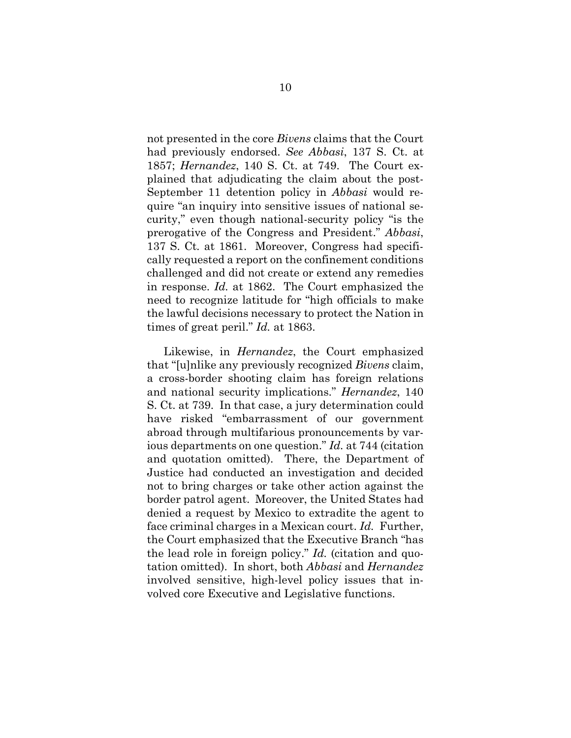not presented in the core *Bivens* claims that the Court had previously endorsed. *See Abbasi*, 137 S. Ct. at 1857; *Hernandez*, 140 S. Ct. at 749. The Court explained that adjudicating the claim about the post-September 11 detention policy in *Abbasi* would require "an inquiry into sensitive issues of national security," even though national-security policy "is the prerogative of the Congress and President." *Abbasi*, 137 S. Ct. at 1861. Moreover, Congress had specifically requested a report on the confinement conditions challenged and did not create or extend any remedies in response. *Id.* at 1862. The Court emphasized the need to recognize latitude for "high officials to make the lawful decisions necessary to protect the Nation in times of great peril." *Id.* at 1863.

Likewise, in *Hernandez*, the Court emphasized that "[u]nlike any previously recognized *Bivens* claim, a cross-border shooting claim has foreign relations and national security implications." *Hernandez*, 140 S. Ct. at 739. In that case, a jury determination could have risked "embarrassment of our government abroad through multifarious pronouncements by various departments on one question." *Id.* at 744 (citation and quotation omitted). There, the Department of Justice had conducted an investigation and decided not to bring charges or take other action against the border patrol agent. Moreover, the United States had denied a request by Mexico to extradite the agent to face criminal charges in a Mexican court. *Id.* Further, the Court emphasized that the Executive Branch "has the lead role in foreign policy." *Id.* (citation and quotation omitted). In short, both *Abbasi* and *Hernandez* involved sensitive, high-level policy issues that involved core Executive and Legislative functions.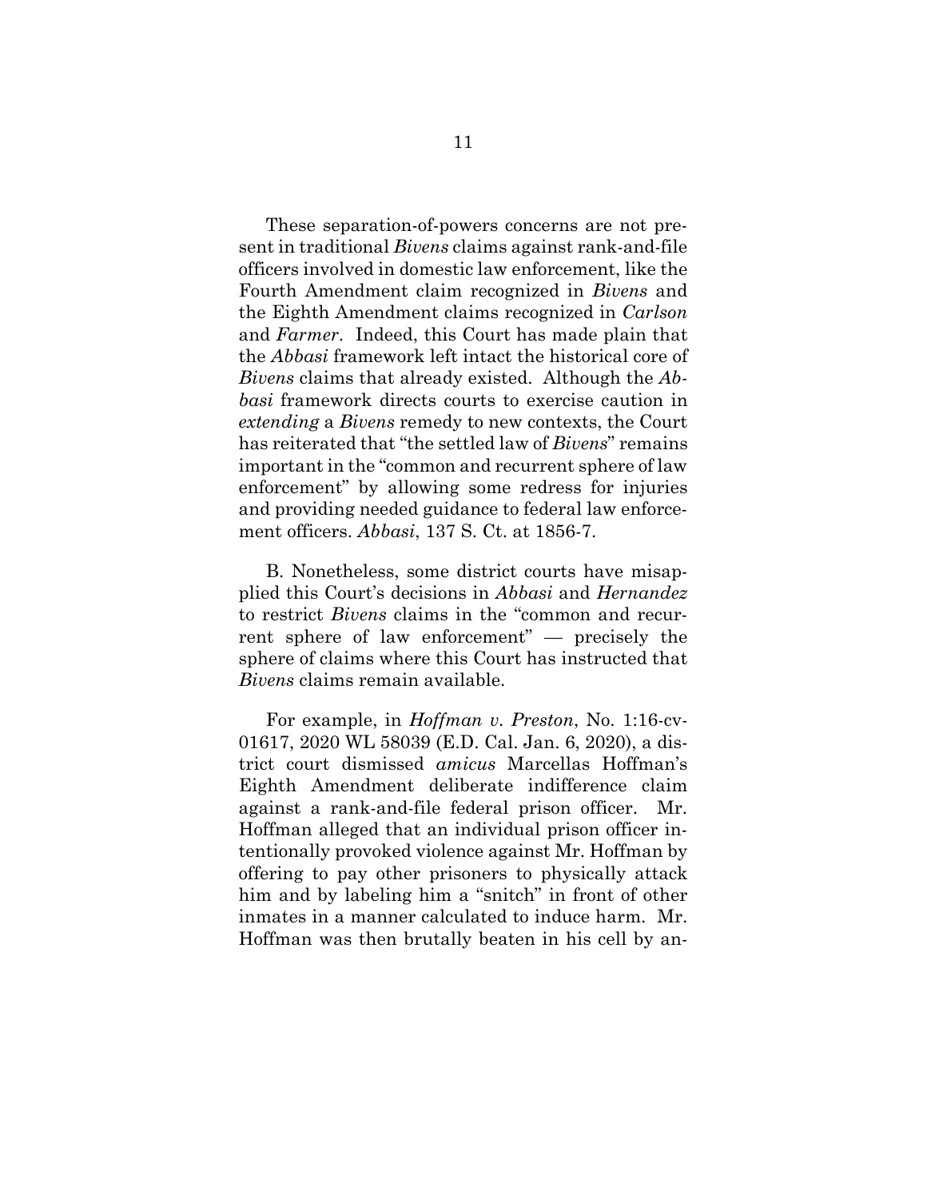These separation-of-powers concerns are not present in traditional *Bivens* claims against rank-and-file officers involved in domestic law enforcement, like the Fourth Amendment claim recognized in *Bivens* and the Eighth Amendment claims recognized in *Carlson* and *Farmer*. Indeed, this Court has made plain that the *Abbasi* framework left intact the historical core of *Bivens* claims that already existed. Although the *Abbasi* framework directs courts to exercise caution in *extending* a *Bivens* remedy to new contexts, the Court has reiterated that "the settled law of *Bivens*" remains important in the "common and recurrent sphere of law enforcement" by allowing some redress for injuries and providing needed guidance to federal law enforcement officers. *Abbasi*, 137 S. Ct. at 1856-7.

B. Nonetheless, some district courts have misapplied this Court's decisions in *Abbasi* and *Hernandez* to restrict *Bivens* claims in the "common and recurrent sphere of law enforcement" — precisely the sphere of claims where this Court has instructed that *Bivens* claims remain available.

For example, in *Hoffman v. Preston*, No. 1:16-cv-01617, 2020 WL 58039 (E.D. Cal. Jan. 6, 2020), a district court dismissed *amicus* Marcellas Hoffman's Eighth Amendment deliberate indifference claim against a rank-and-file federal prison officer. Mr. Hoffman alleged that an individual prison officer intentionally provoked violence against Mr. Hoffman by offering to pay other prisoners to physically attack him and by labeling him a "snitch" in front of other inmates in a manner calculated to induce harm. Mr. Hoffman was then brutally beaten in his cell by an-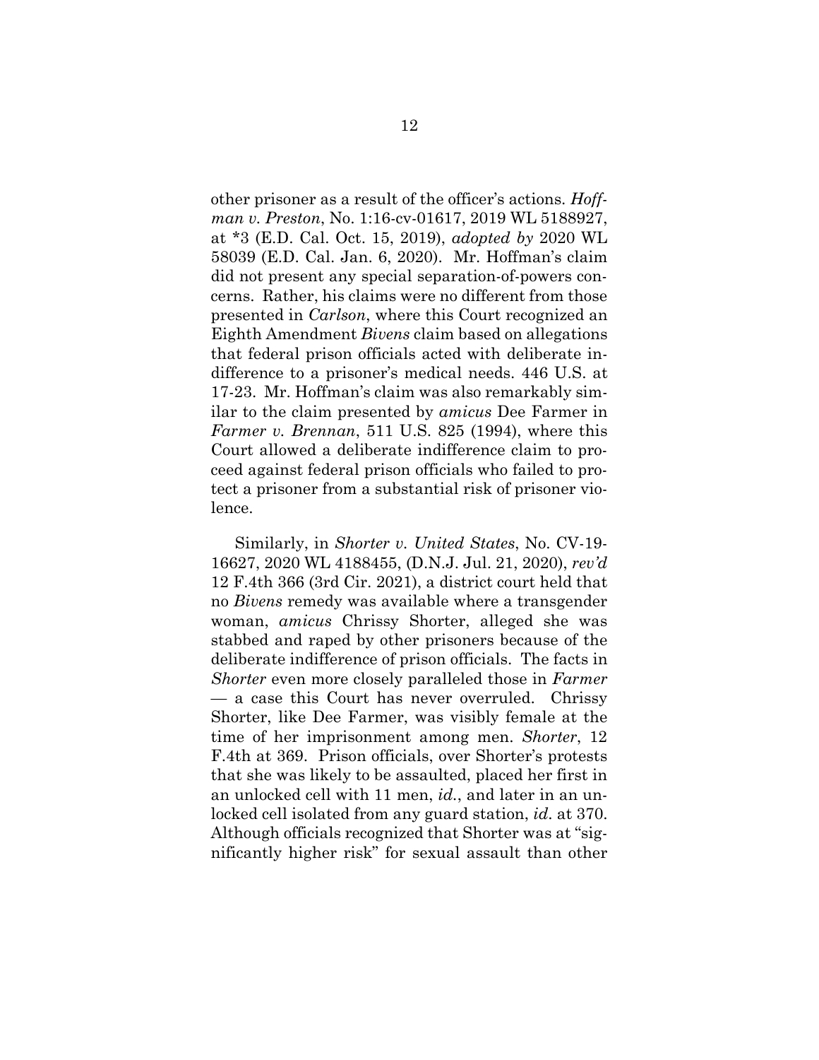other prisoner as a result of the officer's actions. *Hoffman v. Preston*, No. 1:16-cv-01617, 2019 WL 5188927, at *3 (E.D. Cal. Oct. 15, 2019), *adopted by* 2020 WL 58039 (E.D. Cal. Jan. 6, 2020). Mr. Hoffman's claim did not present any special separation-of-powers concerns. Rather, his claims were no different from those presented in *Carlson*, where this Court recognized an Eighth Amendment *Bivens* claim based on allegations that federal prison officials acted with deliberate indifference to a prisoner's medical needs. 446 U.S. at 17-23. Mr. Hoffman's claim was also remarkably similar to the claim presented by *amicus* Dee Farmer in *Farmer v. Brennan*, 511 U.S. 825 (1994), where this Court allowed a deliberate indifference claim to proceed against federal prison officials who failed to protect a prisoner from a substantial risk of prisoner violence.

Similarly, in *Shorter v. United States*, No. CV-19-16627, 2020 WL 4188455, (D.N.J. Jul. 21, 2020), *rev'd* 12 F.4th 366 (3rd Cir. 2021), a district court held that no *Bivens* remedy was available where a transgender woman, *amicus* Chrissy Shorter, alleged she was stabbed and raped by other prisoners because of the deliberate indifference of prison officials. The facts in *Shorter* even more closely paralleled those in *Farmer* — a case this Court has never overruled. Chrissy Shorter, like Dee Farmer, was visibly female at the time of her imprisonment among men. *Shorter*, 12 F.4th at 369. Prison officials, over Shorter's protests that she was likely to be assaulted, placed her first in an unlocked cell with 11 men, *id.*, and later in an unlocked cell isolated from any guard station, *id*. at 370. Although officials recognized that Shorter was at "significantly higher risk" for sexual assault than other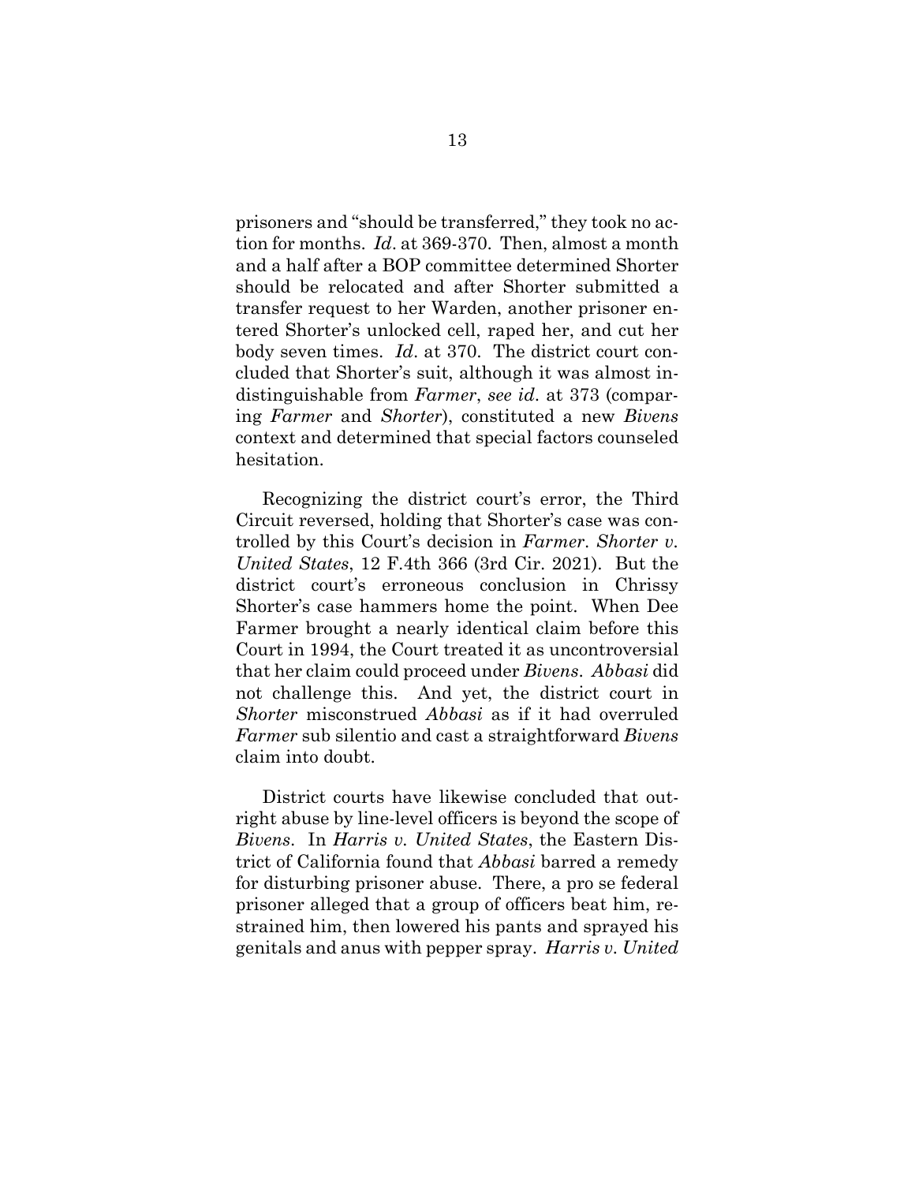prisoners and "should be transferred," they took no action for months. *Id*. at 369-370. Then, almost a month and a half after a BOP committee determined Shorter should be relocated and after Shorter submitted a transfer request to her Warden, another prisoner entered Shorter's unlocked cell, raped her, and cut her body seven times. *Id*. at 370. The district court concluded that Shorter's suit, although it was almost indistinguishable from *Farmer*, *see id*. at 373 (comparing *Farmer* and *Shorter*), constituted a new *Bivens* context and determined that special factors counseled hesitation.

Recognizing the district court's error, the Third Circuit reversed, holding that Shorter's case was controlled by this Court's decision in *Farmer*. *Shorter v. United States*, 12 F.4th 366 (3rd Cir. 2021). But the district court's erroneous conclusion in Chrissy Shorter's case hammers home the point. When Dee Farmer brought a nearly identical claim before this Court in 1994, the Court treated it as uncontroversial that her claim could proceed under *Bivens*. *Abbasi* did not challenge this. And yet, the district court in *Shorter* misconstrued *Abbasi* as if it had overruled *Farmer* sub silentio and cast a straightforward *Bivens* claim into doubt.

District courts have likewise concluded that outright abuse by line-level officers is beyond the scope of *Bivens*. In *Harris v. United States*, the Eastern District of California found that *Abbasi* barred a remedy for disturbing prisoner abuse. There, a pro se federal prisoner alleged that a group of officers beat him, restrained him, then lowered his pants and sprayed his genitals and anus with pepper spray. *Harris v. United*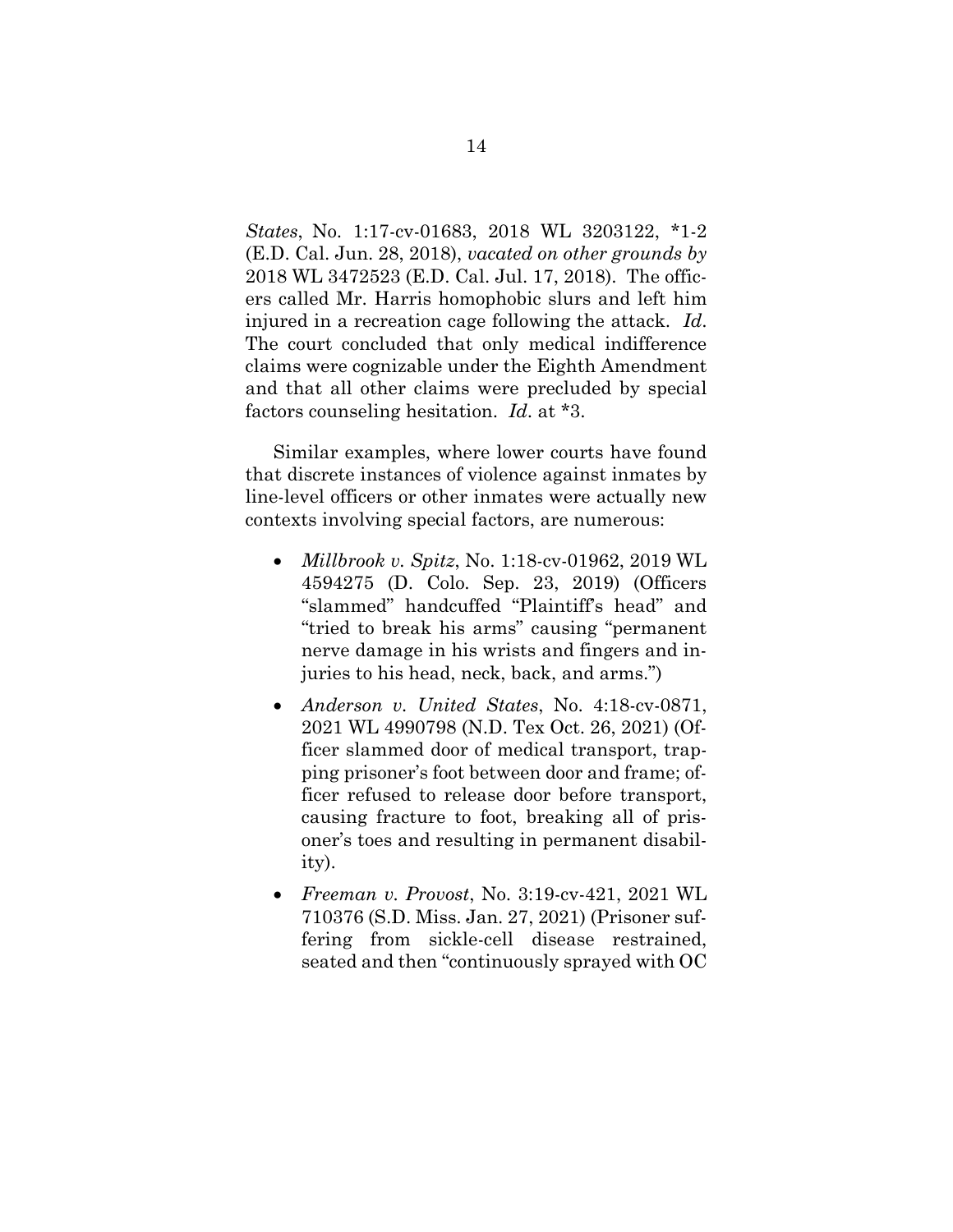*States*, No. 1:17-cv-01683, 2018 WL 3203122, \*1-2 (E.D. Cal. Jun. 28, 2018), *vacated on other grounds by* 2018 WL 3472523 (E.D. Cal. Jul. 17, 2018). The officers called Mr. Harris homophobic slurs and left him injured in a recreation cage following the attack. *Id*. The court concluded that only medical indifference claims were cognizable under the Eighth Amendment and that all other claims were precluded by special factors counseling hesitation. *Id*. at \*3.

Similar examples, where lower courts have found that discrete instances of violence against inmates by line-level officers or other inmates were actually new contexts involving special factors, are numerous:

- *Millbrook v. Spitz*, No. 1:18-cv-01962, 2019 WL 4594275 (D. Colo. Sep. 23, 2019) (Officers "slammed" handcuffed "Plaintiff's head" and "tried to break his arms" causing "permanent nerve damage in his wrists and fingers and injuries to his head, neck, back, and arms.")
- *Anderson v. United States*, No. 4:18-cv-0871, 2021 WL 4990798 (N.D. Tex Oct. 26, 2021) (Officer slammed door of medical transport, trapping prisoner's foot between door and frame; officer refused to release door before transport, causing fracture to foot, breaking all of prisoner's toes and resulting in permanent disability).
- *Freeman v. Provost*, No. 3:19-cv-421, 2021 WL 710376 (S.D. Miss. Jan. 27, 2021) (Prisoner suffering from sickle-cell disease restrained, seated and then "continuously sprayed with OC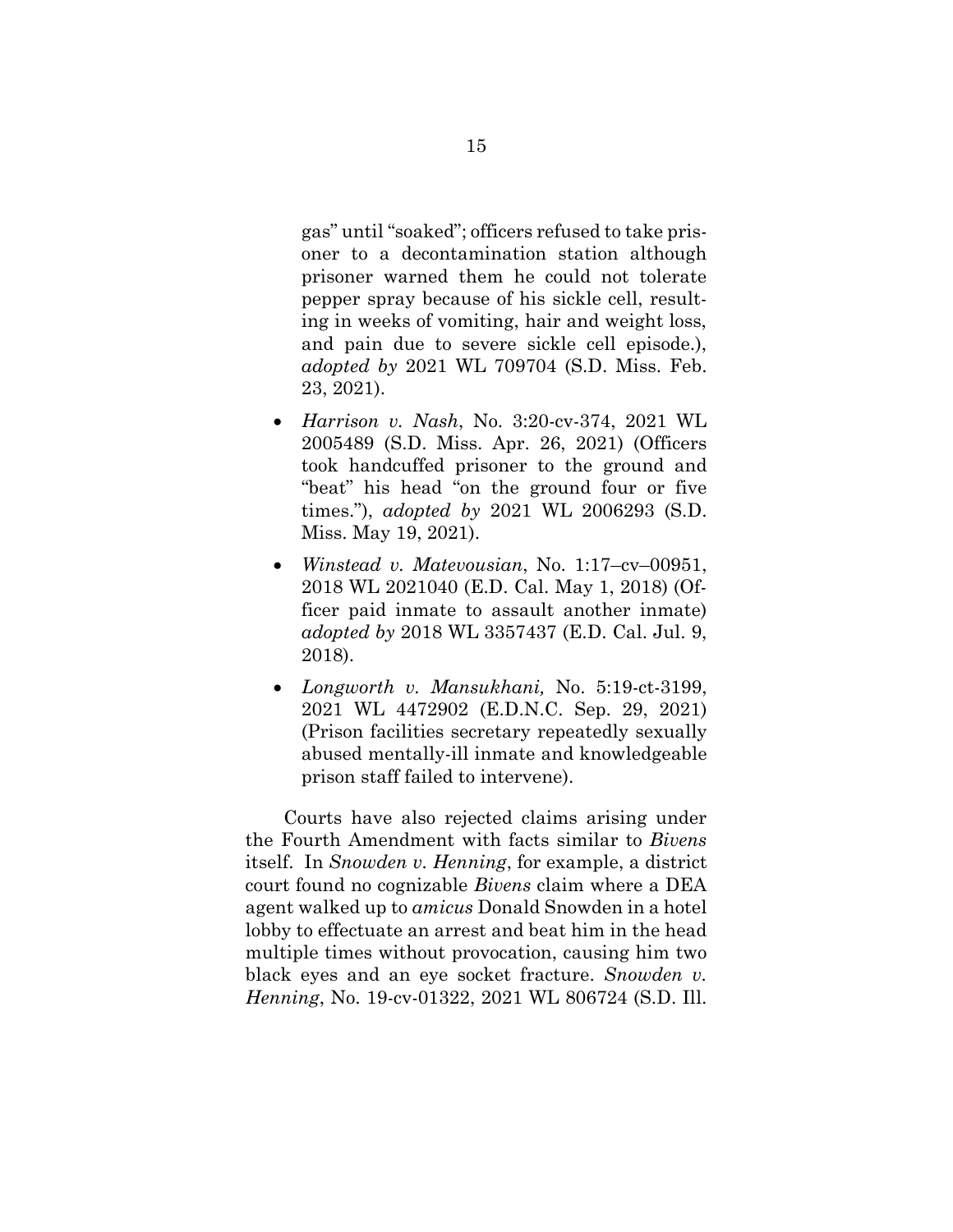gas" until "soaked"; officers refused to take prisoner to a decontamination station although prisoner warned them he could not tolerate pepper spray because of his sickle cell, resulting in weeks of vomiting, hair and weight loss, and pain due to severe sickle cell episode.), *adopted by* 2021 WL 709704 (S.D. Miss. Feb. 23, 2021).

- *Harrison v. Nash*, No. 3:20-cv-374, 2021 WL 2005489 (S.D. Miss. Apr. 26, 2021) (Officers took handcuffed prisoner to the ground and "beat" his head "on the ground four or five times."), *adopted by* 2021 WL 2006293 (S.D. Miss. May 19, 2021).
- *Winstead v. Matevousian*, No. 1:17–cv–00951, 2018 WL 2021040 (E.D. Cal. May 1, 2018) (Officer paid inmate to assault another inmate) *adopted by* 2018 WL 3357437 (E.D. Cal. Jul. 9, 2018).
- *Longworth v. Mansukhani,* No. 5:19-ct-3199, 2021 WL 4472902 (E.D.N.C. Sep. 29, 2021) (Prison facilities secretary repeatedly sexually abused mentally-ill inmate and knowledgeable prison staff failed to intervene).

Courts have also rejected claims arising under the Fourth Amendment with facts similar to *Bivens* itself. In *Snowden v. Henning*, for example, a district court found no cognizable *Bivens* claim where a DEA agent walked up to *amicus* Donald Snowden in a hotel lobby to effectuate an arrest and beat him in the head multiple times without provocation, causing him two black eyes and an eye socket fracture. *Snowden v. Henning*, No. 19-cv-01322, 2021 WL 806724 (S.D. Ill.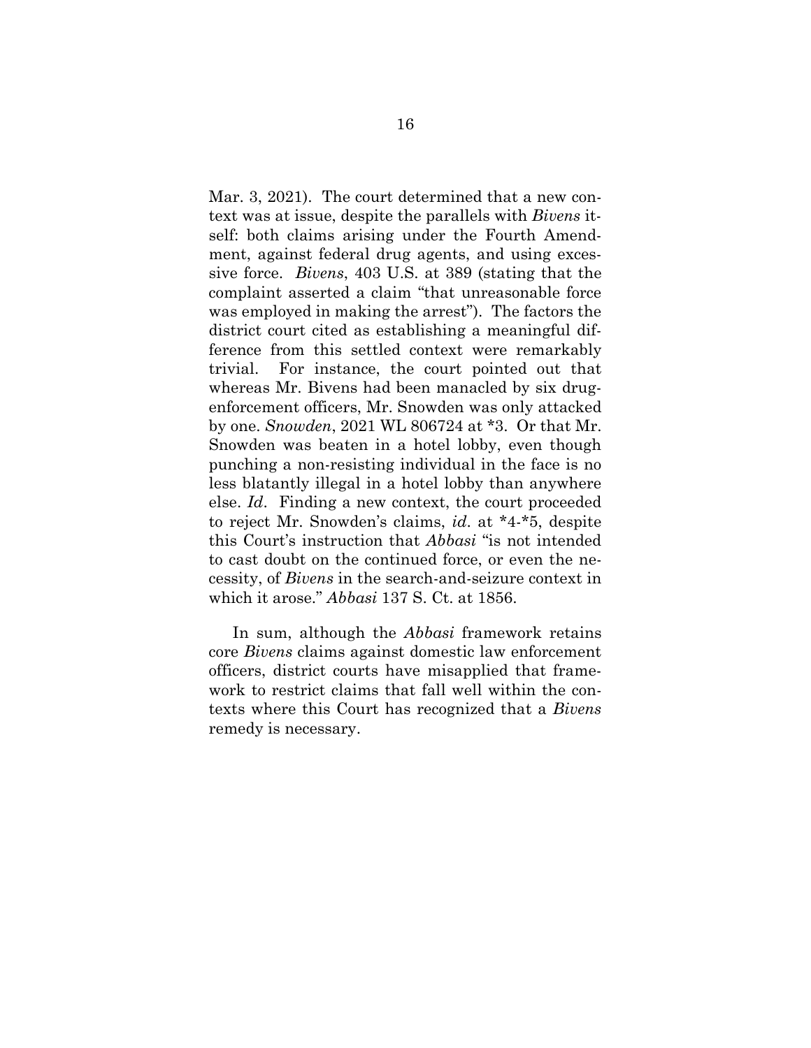Mar. 3, 2021). The court determined that a new context was at issue, despite the parallels with *Bivens* itself: both claims arising under the Fourth Amendment, against federal drug agents, and using excessive force. *Bivens*, 403 U.S. at 389 (stating that the complaint asserted a claim "that unreasonable force was employed in making the arrest"). The factors the district court cited as establishing a meaningful difference from this settled context were remarkably trivial. For instance, the court pointed out that whereas Mr. Bivens had been manacled by six drug-enforcement officers, Mr. Snowden was only attacked by one. *Snowden*, 2021 WL 806724 at *3. Or that Mr. Snowden was beaten in a hotel lobby, even though punching a non-resisting individual in the face is no less blatantly illegal in a hotel lobby than anywhere else. *Id*. Finding a new context, the court proceeded to reject Mr. Snowden's claims, *id*. at *4-*5, despite this Court's instruction that *Abbasi* "is not intended to cast doubt on the continued force, or even the necessity, of *Bivens* in the search-and-seizure context in which it arose." *Abbasi* 137 S. Ct. at 1856.

In sum, although the *Abbasi* framework retains core *Bivens* claims against domestic law enforcement officers, district courts have misapplied that framework to restrict claims that fall well within the contexts where this Court has recognized that a *Bivens* remedy is necessary.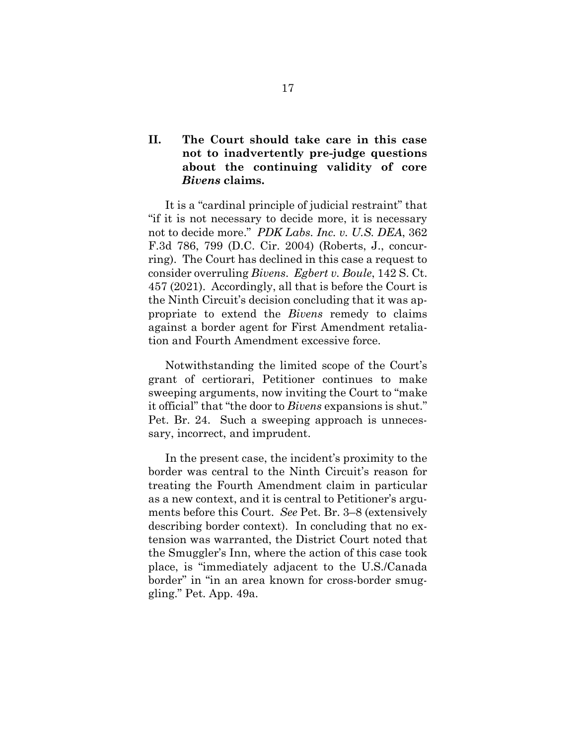## II. The Court should take care in this case not to inadvertently pre-judge questions about the continuing validity of core *Bivens* claims.

It is a "cardinal principle of judicial restraint" that "if it is not necessary to decide more, it is necessary not to decide more." *PDK Labs. Inc. v. U.S. DEA*, 362 F.3d 786, 799 (D.C. Cir. 2004) (Roberts, J., concurring). The Court has declined in this case a request to consider overruling *Bivens*. *Egbert v. Boule*, 142 S. Ct. 457 (2021). Accordingly, all that is before the Court is the Ninth Circuit's decision concluding that it was appropriate to extend the *Bivens* remedy to claims against a border agent for First Amendment retaliation and Fourth Amendment excessive force.

Notwithstanding the limited scope of the Court's grant of certiorari, Petitioner continues to make sweeping arguments, now inviting the Court to "make it official" that "the door to *Bivens* expansions is shut." Pet. Br. 24. Such a sweeping approach is unnecessary, incorrect, and imprudent.

In the present case, the incident's proximity to the border was central to the Ninth Circuit's reason for treating the Fourth Amendment claim in particular as a new context, and it is central to Petitioner's arguments before this Court. *See* Pet. Br. 3–8 (extensively describing border context). In concluding that no extension was warranted, the District Court noted that the Smuggler's Inn, where the action of this case took place, is "immediately adjacent to the U.S./Canada border" in "in an area known for cross-border smuggling." Pet. App. 49a.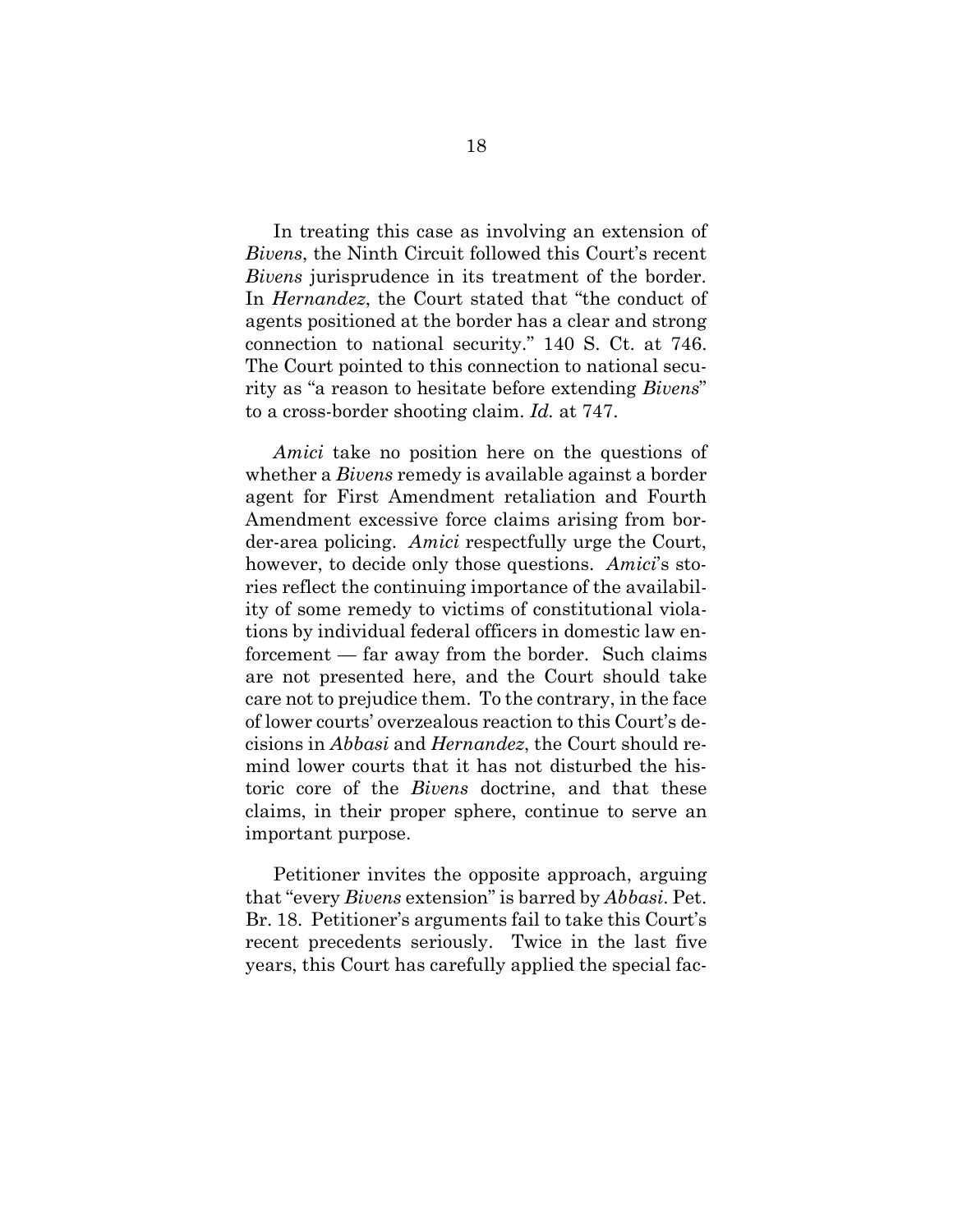In treating this case as involving an extension of *Bivens*, the Ninth Circuit followed this Court's recent *Bivens* jurisprudence in its treatment of the border. In *Hernandez*, the Court stated that "the conduct of agents positioned at the border has a clear and strong connection to national security." 140 S. Ct. at 746. The Court pointed to this connection to national security as "a reason to hesitate before extending *Bivens*" to a cross-border shooting claim. *Id.* at 747.

*Amici* take no position here on the questions of whether a *Bivens* remedy is available against a border agent for First Amendment retaliation and Fourth Amendment excessive force claims arising from border-area policing. *Amici* respectfully urge the Court, however, to decide only those questions. *Amici*'s stories reflect the continuing importance of the availability of some remedy to victims of constitutional violations by individual federal officers in domestic law enforcement — far away from the border. Such claims are not presented here, and the Court should take care not to prejudice them. To the contrary, in the face of lower courts' overzealous reaction to this Court's decisions in *Abbasi* and *Hernandez*, the Court should remind lower courts that it has not disturbed the historic core of the *Bivens* doctrine, and that these claims, in their proper sphere, continue to serve an important purpose.

Petitioner invites the opposite approach, arguing that "every *Bivens* extension" is barred by *Abbasi*. Pet. Br. 18. Petitioner's arguments fail to take this Court's recent precedents seriously. Twice in the last five years, this Court has carefully applied the special fac-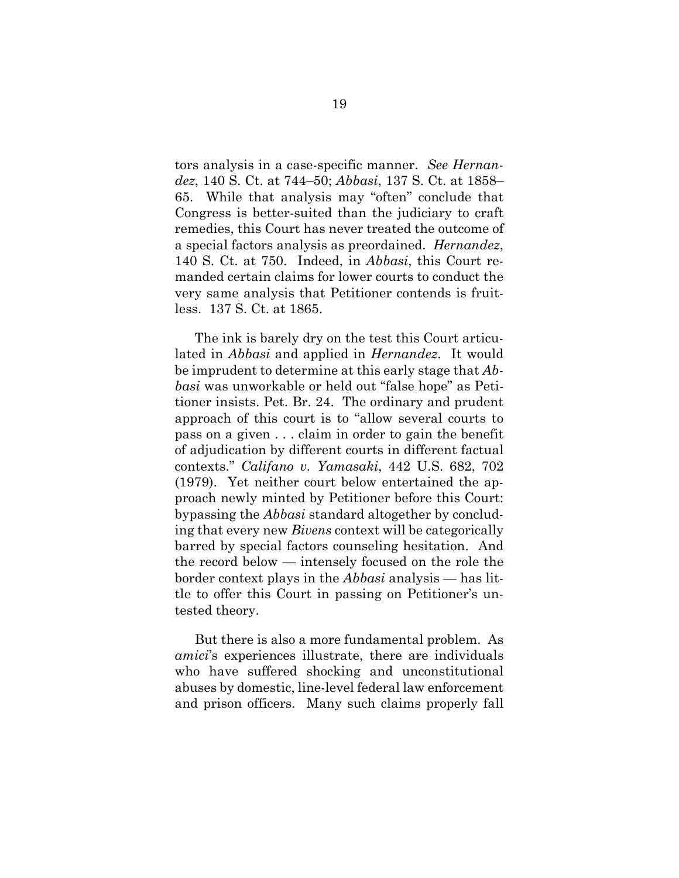tors analysis in a case-specific manner. *See Hernandez*, 140 S. Ct. at 744–50; *Abbasi*, 137 S. Ct. at 1858–65. While that analysis may "often" conclude that Congress is better-suited than the judiciary to craft remedies, this Court has never treated the outcome of a special factors analysis as preordained. *Hernandez*, 140 S. Ct. at 750. Indeed, in *Abbasi*, this Court remanded certain claims for lower courts to conduct the very same analysis that Petitioner contends is fruitless. 137 S. Ct. at 1865.

The ink is barely dry on the test this Court articulated in *Abbasi* and applied in *Hernandez*. It would be imprudent to determine at this early stage that *Abbasi* was unworkable or held out "false hope" as Petitioner insists. Pet. Br. 24. The ordinary and prudent approach of this court is to "allow several courts to pass on a given . . . claim in order to gain the benefit of adjudication by different courts in different factual contexts." *Califano v. Yamasaki*, 442 U.S. 682, 702 (1979). Yet neither court below entertained the approach newly minted by Petitioner before this Court: bypassing the *Abbasi* standard altogether by concluding that every new *Bivens* context will be categorically barred by special factors counseling hesitation. And the record below — intensely focused on the role the border context plays in the *Abbasi* analysis — has little to offer this Court in passing on Petitioner's untested theory.

But there is also a more fundamental problem. As *amici*'s experiences illustrate, there are individuals who have suffered shocking and unconstitutional abuses by domestic, line-level federal law enforcement and prison officers. Many such claims properly fall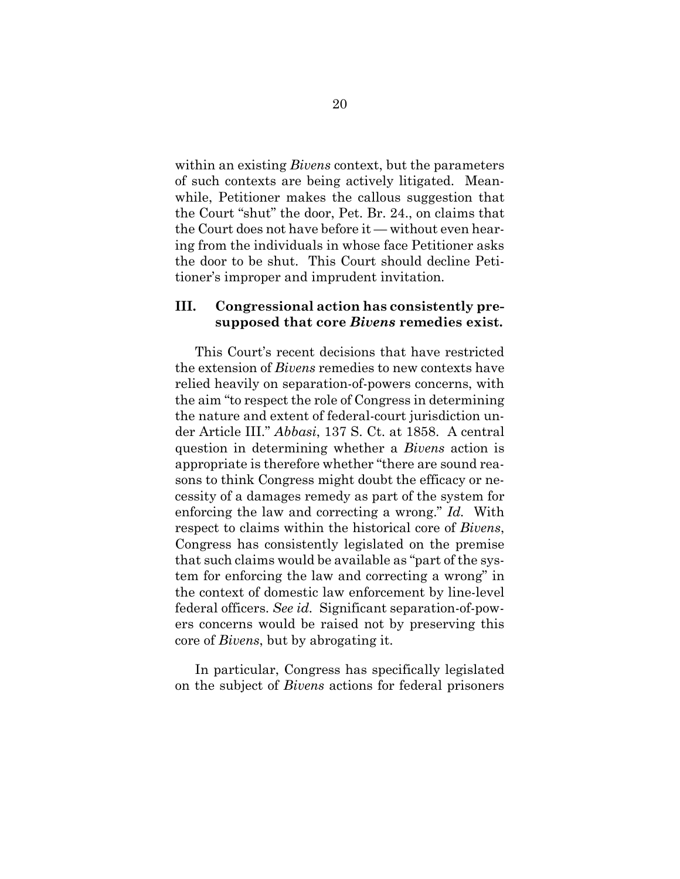within an existing *Bivens* context, but the parameters of such contexts are being actively litigated. Meanwhile, Petitioner makes the callous suggestion that the Court "shut" the door, Pet. Br. 24., on claims that the Court does not have before it — without even hearing from the individuals in whose face Petitioner asks the door to be shut. This Court should decline Petitioner's improper and imprudent invitation.

### III. Congressional action has consistently presupposed that core *Bivens* remedies exist.

This Court's recent decisions that have restricted the extension of *Bivens* remedies to new contexts have relied heavily on separation-of-powers concerns, with the aim "to respect the role of Congress in determining the nature and extent of federal-court jurisdiction under Article III." *Abbasi*, 137 S. Ct. at 1858. A central question in determining whether a *Bivens* action is appropriate is therefore whether "there are sound reasons to think Congress might doubt the efficacy or necessity of a damages remedy as part of the system for enforcing the law and correcting a wrong." *Id.* With respect to claims within the historical core of *Bivens*, Congress has consistently legislated on the premise that such claims would be available as "part of the system for enforcing the law and correcting a wrong" in the context of domestic law enforcement by line-level federal officers. *See id.* Significant separation-of-powers concerns would be raised not by preserving this core of *Bivens*, but by abrogating it.

In particular, Congress has specifically legislated on the subject of *Bivens* actions for federal prisoners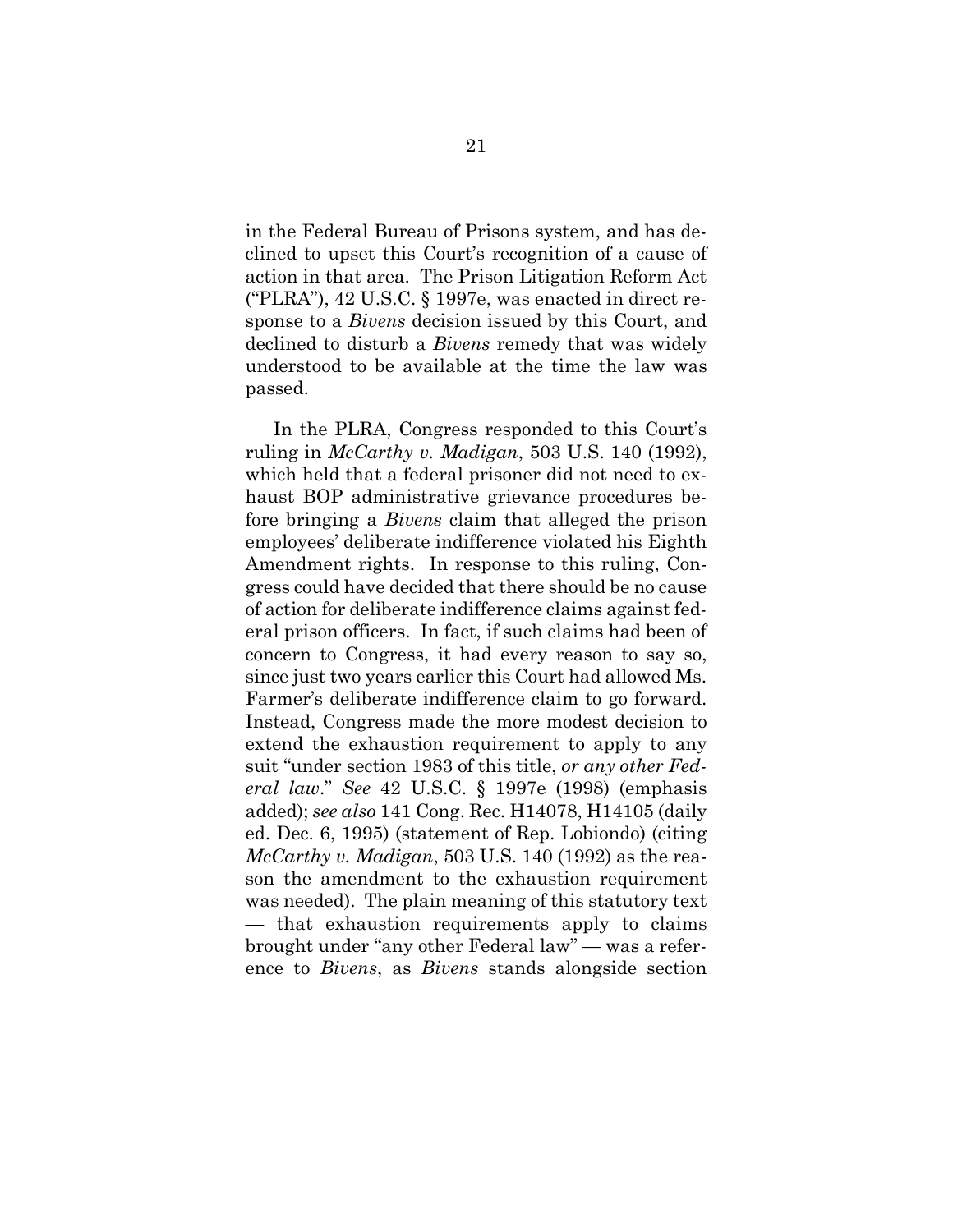in the Federal Bureau of Prisons system, and has declined to upset this Court's recognition of a cause of action in that area. The Prison Litigation Reform Act ("PLRA"), 42 U.S.C. § 1997e, was enacted in direct response to a *Bivens* decision issued by this Court, and declined to disturb a *Bivens* remedy that was widely understood to be available at the time the law was passed.

In the PLRA, Congress responded to this Court's ruling in *McCarthy v. Madigan*, 503 U.S. 140 (1992), which held that a federal prisoner did not need to exhaust BOP administrative grievance procedures before bringing a *Bivens* claim that alleged the prison employees' deliberate indifference violated his Eighth Amendment rights. In response to this ruling, Congress could have decided that there should be no cause of action for deliberate indifference claims against federal prison officers. In fact, if such claims had been of concern to Congress, it had every reason to say so, since just two years earlier this Court had allowed Ms. Farmer's deliberate indifference claim to go forward. Instead, Congress made the more modest decision to extend the exhaustion requirement to apply to any suit "under section 1983 of this title, *or any other Federal law*." *See* 42 U.S.C. § 1997e (1998) (emphasis added); *see also* 141 Cong. Rec. H14078, H14105 (daily ed. Dec. 6, 1995) (statement of Rep. Lobiondo) (citing *McCarthy v. Madigan*, 503 U.S. 140 (1992) as the reason the amendment to the exhaustion requirement was needed). The plain meaning of this statutory text — that exhaustion requirements apply to claims brought under "any other Federal law" — was a reference to *Bivens*, as *Bivens* stands alongside section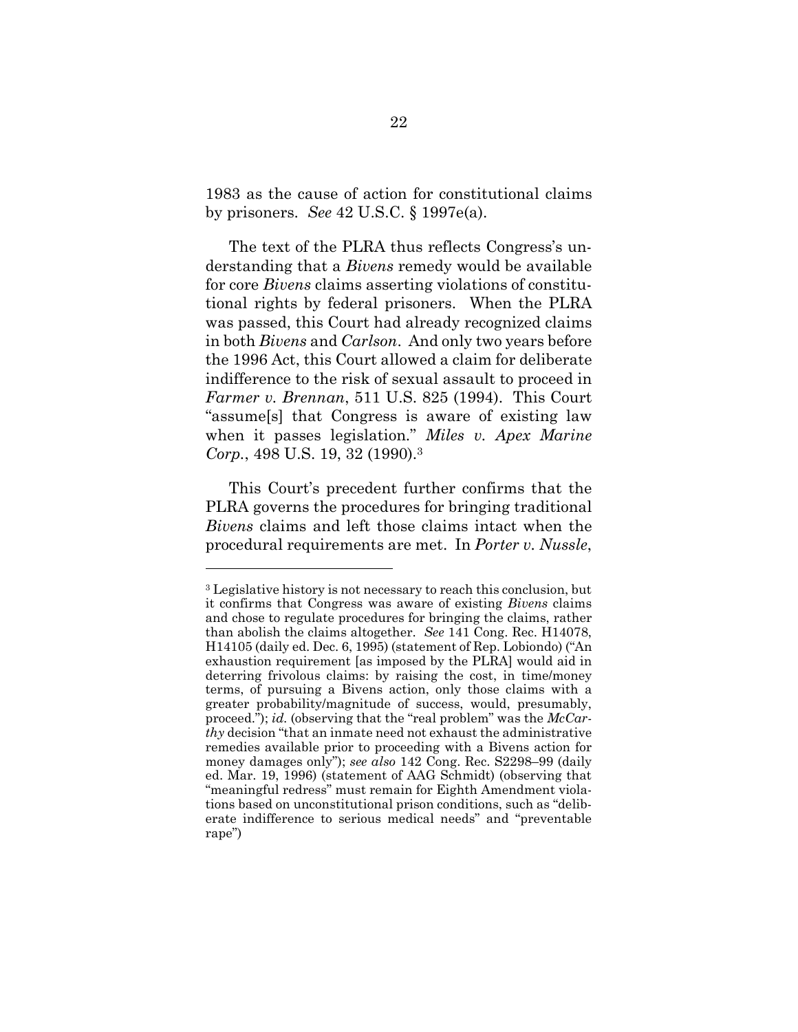1983 as the cause of action for constitutional claims by prisoners. *See* 42 U.S.C. § 1997e(a).

The text of the PLRA thus reflects Congress's understanding that a *Bivens* remedy would be available for core *Bivens* claims asserting violations of constitutional rights by federal prisoners. When the PLRA was passed, this Court had already recognized claims in both *Bivens* and *Carlson*. And only two years before the 1996 Act, this Court allowed a claim for deliberate indifference to the risk of sexual assault to proceed in *Farmer v. Brennan*, 511 U.S. 825 (1994). This Court "assume[s] that Congress is aware of existing law when it passes legislation." *Miles v. Apex Marine Corp.*, 498 U.S. 19, 32 (1990).[3]

This Court's precedent further confirms that the PLRA governs the procedures for bringing traditional *Bivens* claims and left those claims intact when the procedural requirements are met. In *Porter v. Nussle*,

---

[3] Legislative history is not necessary to reach this conclusion, but it confirms that Congress was aware of existing *Bivens* claims and chose to regulate procedures for bringing the claims, rather than abolish the claims altogether. *See* 141 Cong. Rec. H14078, H14105 (daily ed. Dec. 6, 1995) (statement of Rep. Lobiondo) ("An exhaustion requirement [as imposed by the PLRA] would aid in deterring frivolous claims: by raising the cost, in time/money terms, of pursuing a Bivens action, only those claims with a greater probability/magnitude of success, would, presumably, proceed."); *id.* (observing that the "real problem" was the *McCarthy* decision "that an inmate need not exhaust the administrative remedies available prior to proceeding with a Bivens action for money damages only"); *see also* 142 Cong. Rec. S2298–99 (daily ed. Mar. 19, 1996) (statement of AAG Schmidt) (observing that "meaningful redress" must remain for Eighth Amendment violations based on unconstitutional prison conditions, such as "deliberate indifference to serious medical needs" and "preventable rape")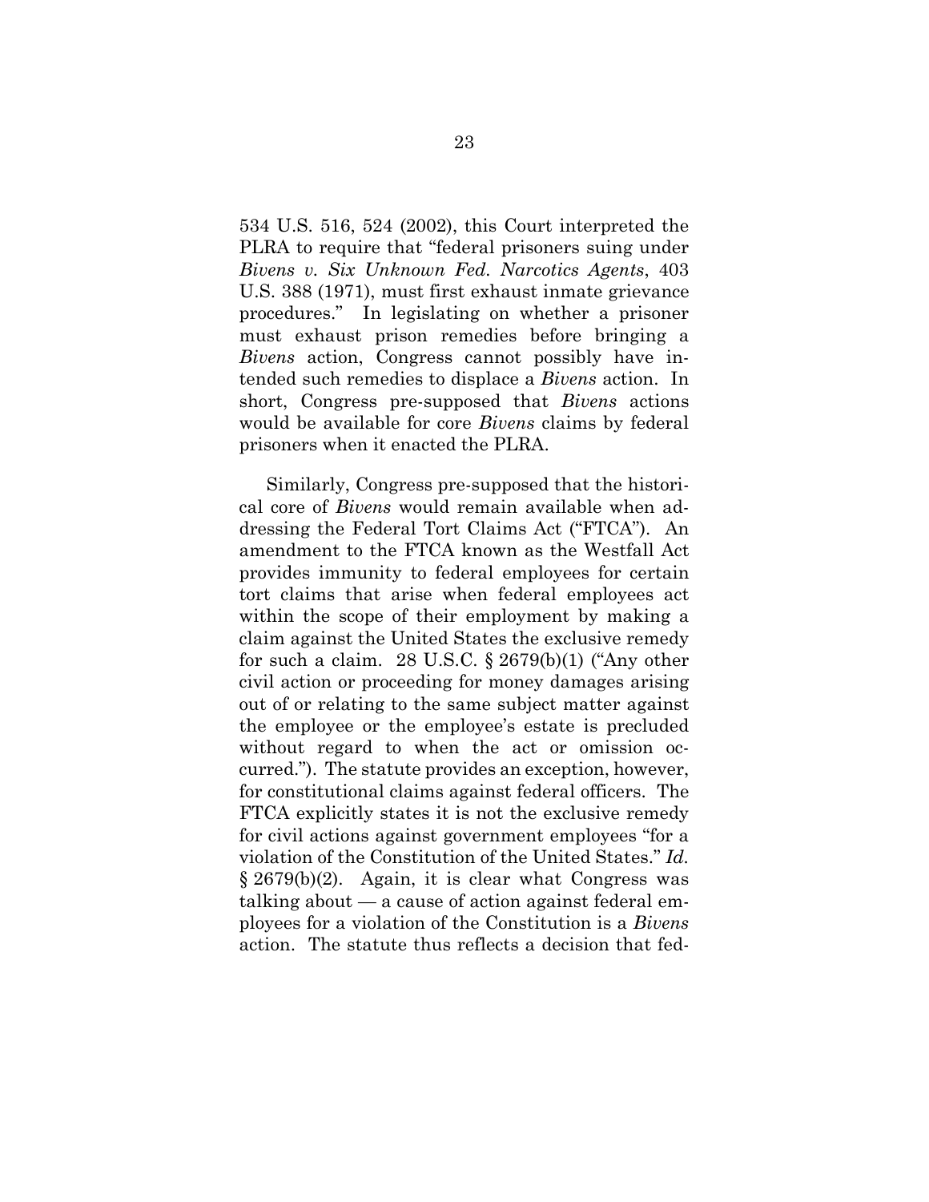534 U.S. 516, 524 (2002), this Court interpreted the PLRA to require that "federal prisoners suing under *Bivens v. Six Unknown Fed. Narcotics Agents*, 403 U.S. 388 (1971), must first exhaust inmate grievance procedures." In legislating on whether a prisoner must exhaust prison remedies before bringing a *Bivens* action, Congress cannot possibly have intended such remedies to displace a *Bivens* action. In short, Congress pre-supposed that *Bivens* actions would be available for core *Bivens* claims by federal prisoners when it enacted the PLRA.

Similarly, Congress pre-supposed that the historical core of *Bivens* would remain available when addressing the Federal Tort Claims Act ("FTCA"). An amendment to the FTCA known as the Westfall Act provides immunity to federal employees for certain tort claims that arise when federal employees act within the scope of their employment by making a claim against the United States the exclusive remedy for such a claim. 28 U.S.C. § 2679(b)(1) ("Any other civil action or proceeding for money damages arising out of or relating to the same subject matter against the employee or the employee's estate is precluded without regard to when the act or omission occurred."). The statute provides an exception, however, for constitutional claims against federal officers. The FTCA explicitly states it is not the exclusive remedy for civil actions against government employees "for a violation of the Constitution of the United States." *Id.* § 2679(b)(2). Again, it is clear what Congress was talking about — a cause of action against federal employees for a violation of the Constitution is a *Bivens* action. The statute thus reflects a decision that fed-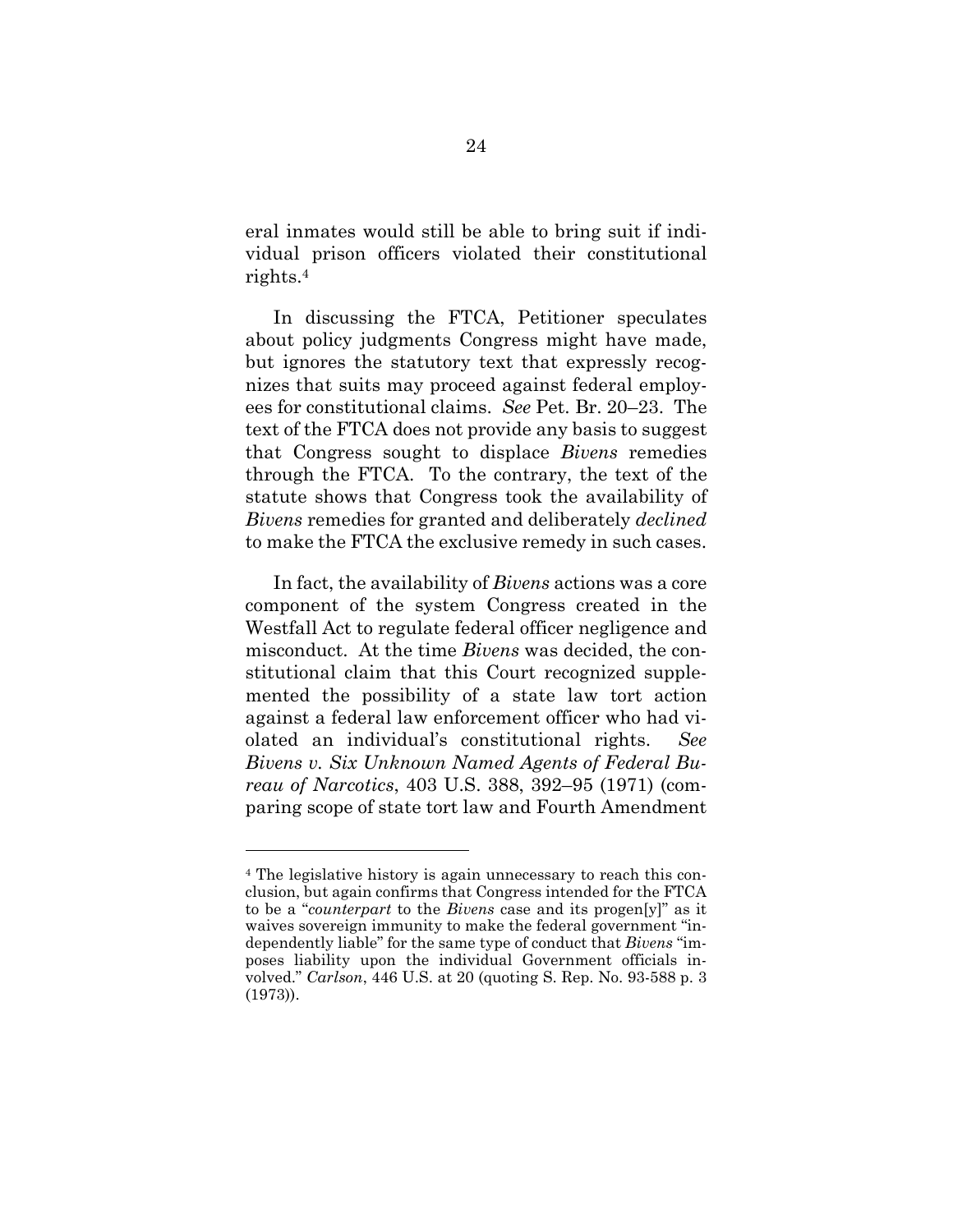eral inmates would still be able to bring suit if individual prison officers violated their constitutional rights.[4]

In discussing the FTCA, Petitioner speculates about policy judgments Congress might have made, but ignores the statutory text that expressly recognizes that suits may proceed against federal employees for constitutional claims. *See* Pet. Br. 20–23. The text of the FTCA does not provide any basis to suggest that Congress sought to displace *Bivens* remedies through the FTCA. To the contrary, the text of the statute shows that Congress took the availability of *Bivens* remedies for granted and deliberately *declined* to make the FTCA the exclusive remedy in such cases.

In fact, the availability of *Bivens* actions was a core component of the system Congress created in the Westfall Act to regulate federal officer negligence and misconduct. At the time *Bivens* was decided, the constitutional claim that this Court recognized supplemented the possibility of a state law tort action against a federal law enforcement officer who had violated an individual's constitutional rights. *See Bivens v. Six Unknown Named Agents of Federal Bureau of Narcotics*, 403 U.S. 388, 392–95 (1971) (comparing scope of state tort law and Fourth Amendment

---

[4] The legislative history is again unnecessary to reach this conclusion, but again confirms that Congress intended for the FTCA to be a "*counterpart* to the *Bivens* case and its progen[y]" as it waives sovereign immunity to make the federal government "independently liable" for the same type of conduct that *Bivens* "imposes liability upon the individual Government officials involved." *Carlson*, 446 U.S. at 20 (quoting S. Rep. No. 93-588 p. 3 (1973)).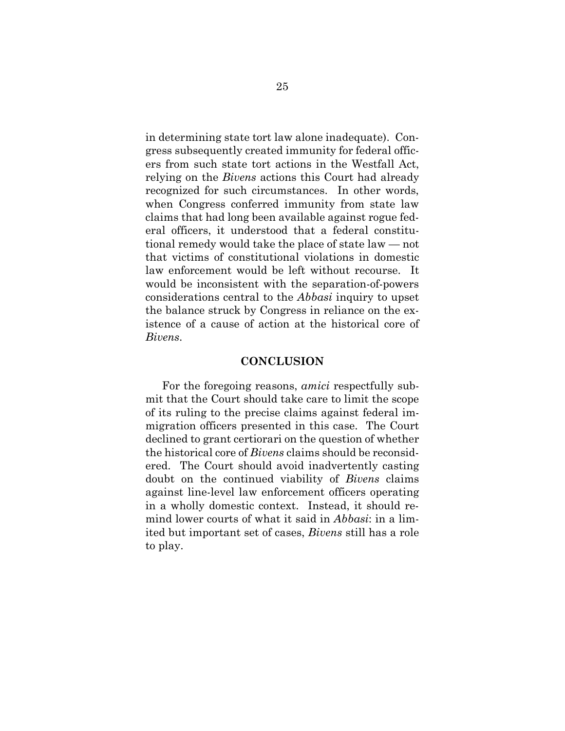in determining state tort law alone inadequate). Congress subsequently created immunity for federal officers from such state tort actions in the Westfall Act, relying on the *Bivens* actions this Court had already recognized for such circumstances. In other words, when Congress conferred immunity from state law claims that had long been available against rogue federal officers, it understood that a federal constitutional remedy would take the place of state law — not that victims of constitutional violations in domestic law enforcement would be left without recourse. It would be inconsistent with the separation-of-powers considerations central to the *Abbasi* inquiry to upset the balance struck by Congress in reliance on the existence of a cause of action at the historical core of *Bivens*.

## CONCLUSION

For the foregoing reasons, *amici* respectfully submit that the Court should take care to limit the scope of its ruling to the precise claims against federal immigration officers presented in this case. The Court declined to grant certiorari on the question of whether the historical core of *Bivens* claims should be reconsidered. The Court should avoid inadvertently casting doubt on the continued viability of *Bivens* claims against line-level law enforcement officers operating in a wholly domestic context. Instead, it should remind lower courts of what it said in *Abbasi*: in a limited but important set of cases, *Bivens* still has a role to play.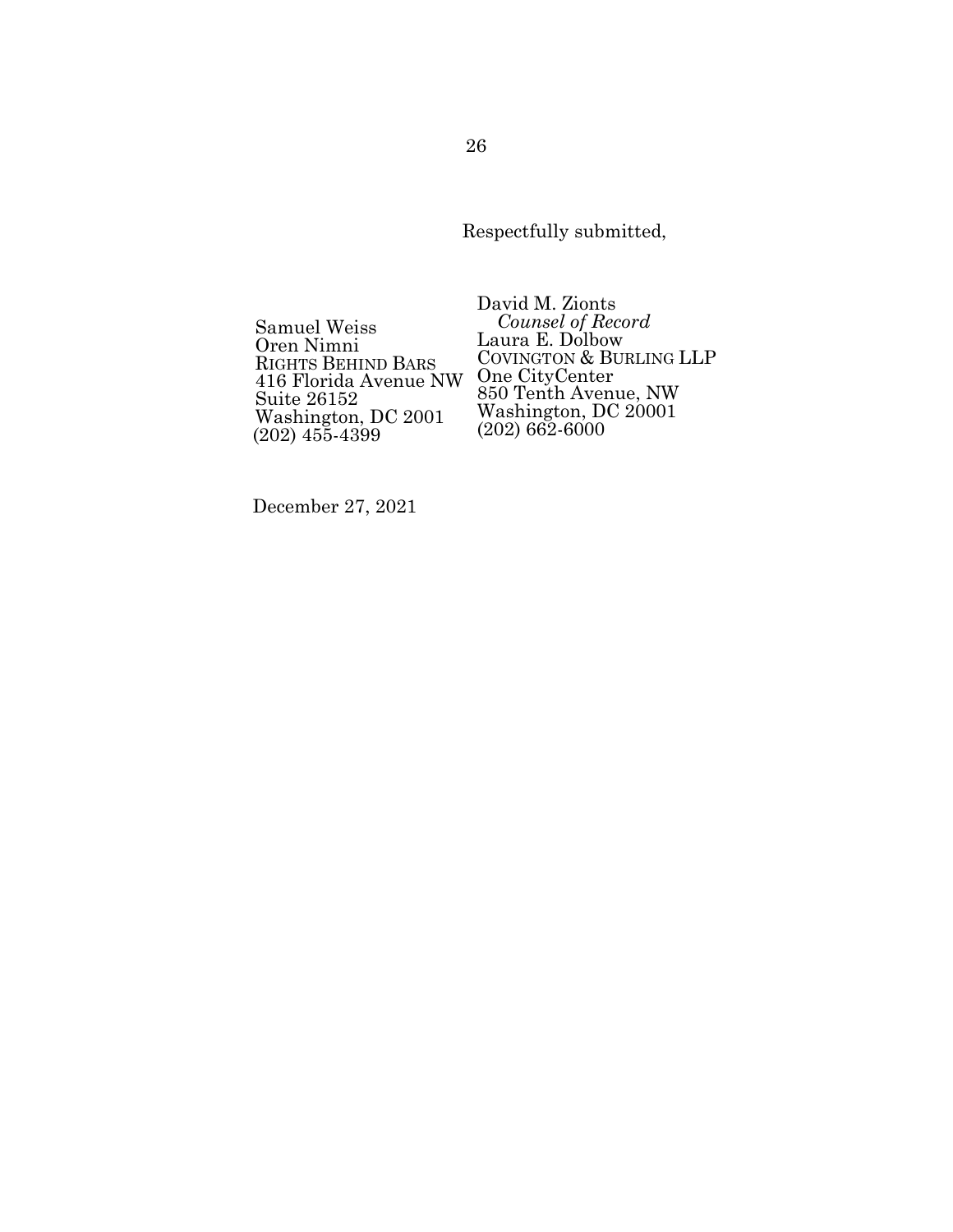Respectfully submitted,

David M. Zionts
*Counsel of Record*
Laura E. Dolbow
COVINGTON & BURLING LLP
One CityCenter
850 Tenth Avenue, NW
Washington, DC 20001
(202) 662-6000

Samuel Weiss
Oren Nimni
RIGHTS BEHIND BARS
416 Florida Avenue NW
Suite 26152
Washington, DC 2001
(202) 455-4399

December 27, 2021